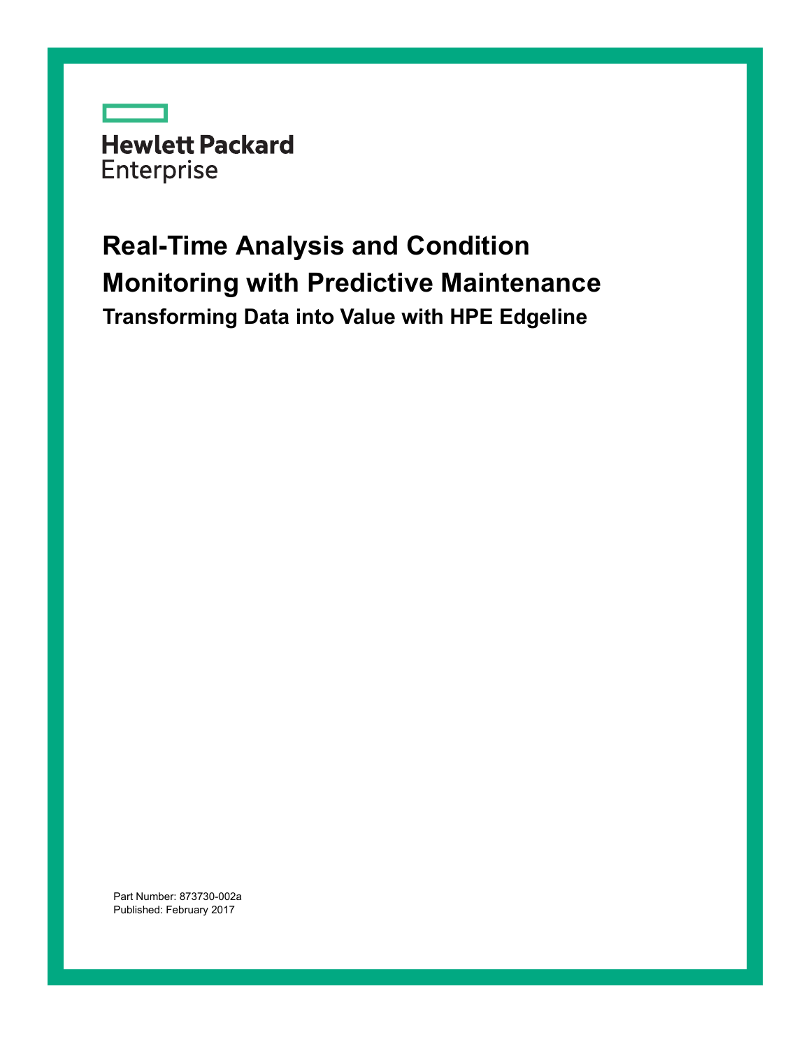Hewlett Packard Enterprise

# Real-Time Analysis and Condition Monitoring with Predictive Maintenance

## Transforming Data into Value with HPE Edgeline

Part Number: 873730-002a
Published: February 2017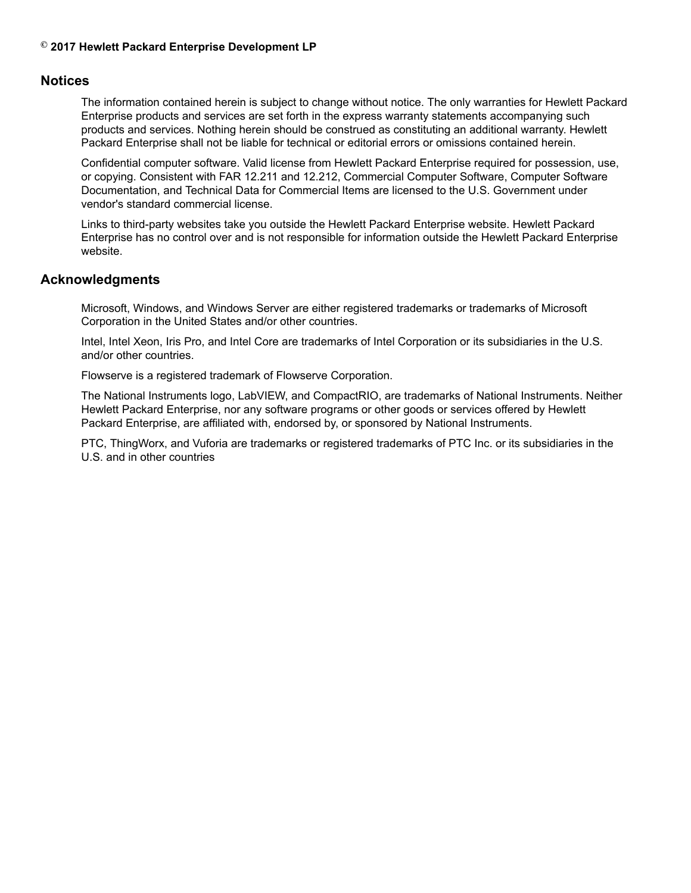© **2017 Hewlett Packard Enterprise Development LP**

## Notices

The information contained herein is subject to change without notice. The only warranties for Hewlett Packard Enterprise products and services are set forth in the express warranty statements accompanying such products and services. Nothing herein should be construed as constituting an additional warranty. Hewlett Packard Enterprise shall not be liable for technical or editorial errors or omissions contained herein.

Confidential computer software. Valid license from Hewlett Packard Enterprise required for possession, use, or copying. Consistent with FAR 12.211 and 12.212, Commercial Computer Software, Computer Software Documentation, and Technical Data for Commercial Items are licensed to the U.S. Government under vendor's standard commercial license.

Links to third-party websites take you outside the Hewlett Packard Enterprise website. Hewlett Packard Enterprise has no control over and is not responsible for information outside the Hewlett Packard Enterprise website.

## Acknowledgments

Microsoft, Windows, and Windows Server are either registered trademarks or trademarks of Microsoft Corporation in the United States and/or other countries.

Intel, Intel Xeon, Iris Pro, and Intel Core are trademarks of Intel Corporation or its subsidiaries in the U.S. and/or other countries.

Flowserve is a registered trademark of Flowserve Corporation.

The National Instruments logo, LabVIEW, and CompactRIO, are trademarks of National Instruments. Neither Hewlett Packard Enterprise, nor any software programs or other goods or services offered by Hewlett Packard Enterprise, are affiliated with, endorsed by, or sponsored by National Instruments.

PTC, ThingWorx, and Vuforia are trademarks or registered trademarks of PTC Inc. or its subsidiaries in the U.S. and in other countries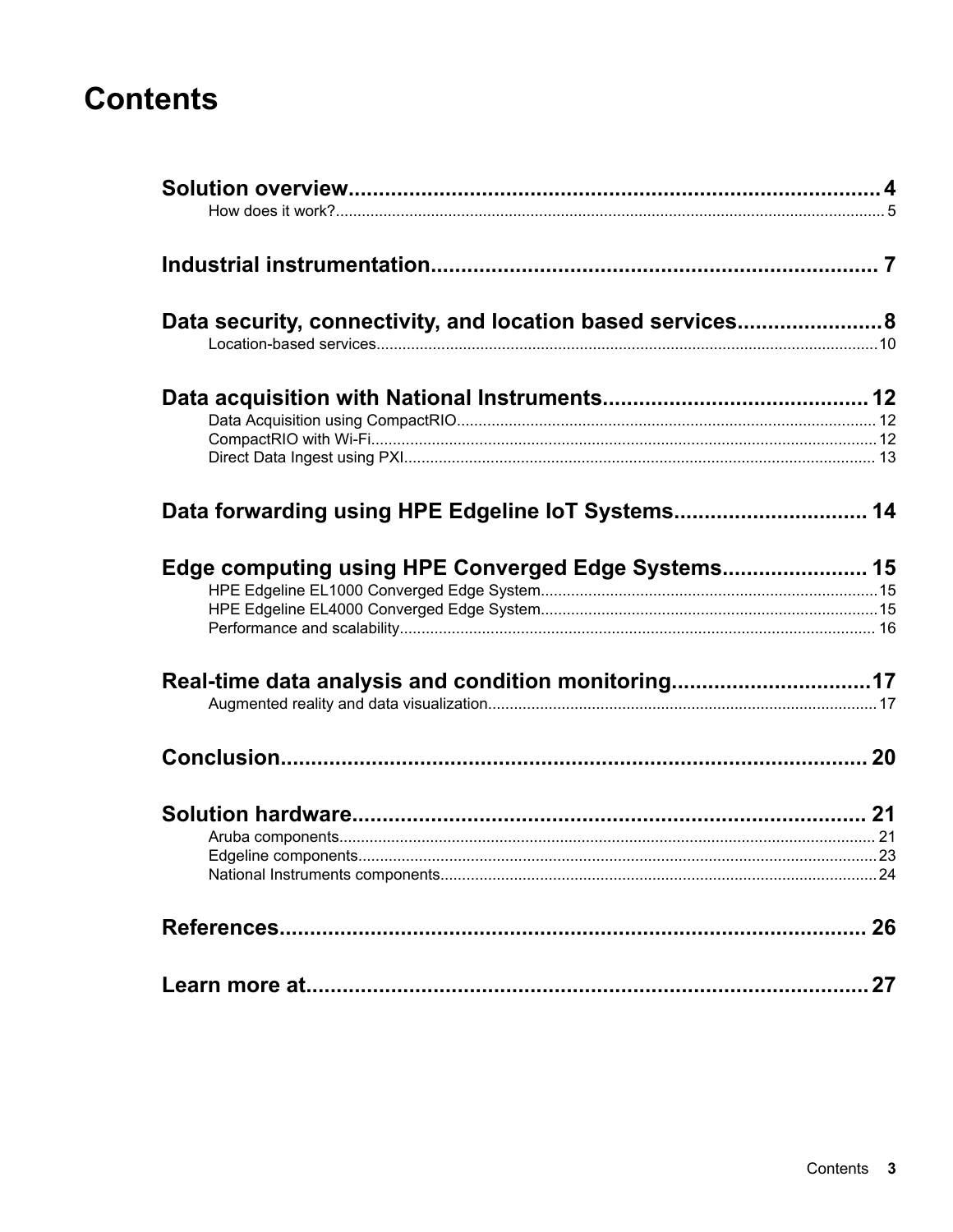# Contents

**Solution overview** .......... 4
- How does it work? .......... 5

**Industrial instrumentation** .......... 7

**Data security, connectivity, and location based services** .......... 8
- Location-based services .......... 10

**Data acquisition with National Instruments** .......... 12
- Data Acquisition using CompactRIO .......... 12
- CompactRIO with Wi-Fi .......... 12
- Direct Data Ingest using PXI .......... 13

**Data forwarding using HPE Edgeline IoT Systems** .......... 14

**Edge computing using HPE Converged Edge Systems** .......... 15
- HPE Edgeline EL1000 Converged Edge System .......... 15
- HPE Edgeline EL4000 Converged Edge System .......... 15
- Performance and scalability .......... 16

**Real-time data analysis and condition monitoring** .......... 17
- Augmented reality and data visualization .......... 17

**Conclusion** .......... 20

**Solution hardware** .......... 21
- Aruba components .......... 21
- Edgeline components .......... 23
- National Instruments components .......... 24

**References** .......... 26

**Learn more at** .......... 27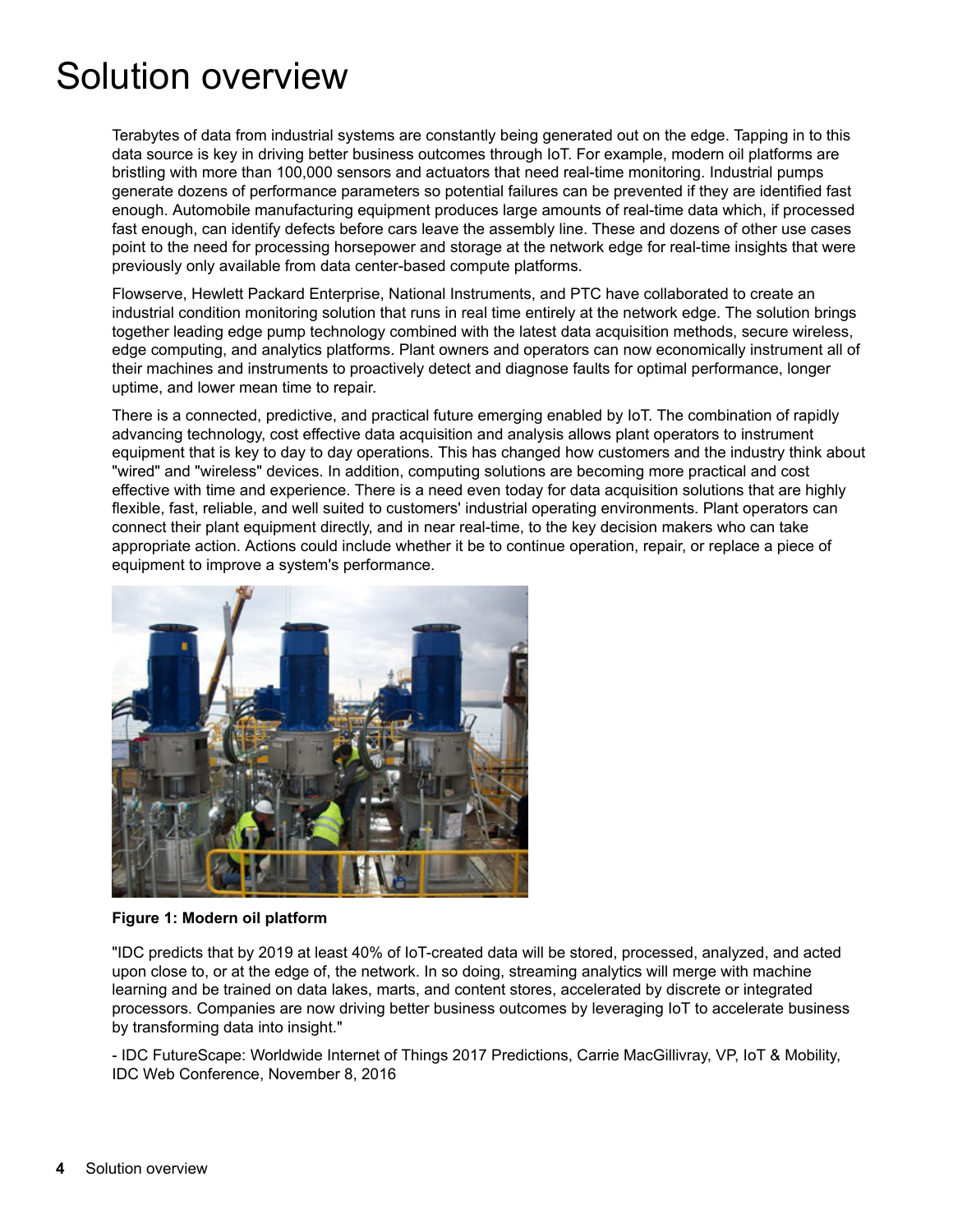# Solution overview

Terabytes of data from industrial systems are constantly being generated out on the edge. Tapping in to this data source is key in driving better business outcomes through IoT. For example, modern oil platforms are bristling with more than 100,000 sensors and actuators that need real-time monitoring. Industrial pumps generate dozens of performance parameters so potential failures can be prevented if they are identified fast enough. Automobile manufacturing equipment produces large amounts of real-time data which, if processed fast enough, can identify defects before cars leave the assembly line. These and dozens of other use cases point to the need for processing horsepower and storage at the network edge for real-time insights that were previously only available from data center-based compute platforms.

Flowserve, Hewlett Packard Enterprise, National Instruments, and PTC have collaborated to create an industrial condition monitoring solution that runs in real time entirely at the network edge. The solution brings together leading edge pump technology combined with the latest data acquisition methods, secure wireless, edge computing, and analytics platforms. Plant owners and operators can now economically instrument all of their machines and instruments to proactively detect and diagnose faults for optimal performance, longer uptime, and lower mean time to repair.

There is a connected, predictive, and practical future emerging enabled by IoT. The combination of rapidly advancing technology, cost effective data acquisition and analysis allows plant operators to instrument equipment that is key to day to day operations. This has changed how customers and the industry think about "wired" and "wireless" devices. In addition, computing solutions are becoming more practical and cost effective with time and experience. There is a need even today for data acquisition solutions that are highly flexible, fast, reliable, and well suited to customers' industrial operating environments. Plant operators can connect their plant equipment directly, and in near real-time, to the key decision makers who can take appropriate action. Actions could include whether it be to continue operation, repair, or replace a piece of equipment to improve a system's performance.

**Figure 1: Modern oil platform**

"IDC predicts that by 2019 at least 40% of IoT-created data will be stored, processed, analyzed, and acted upon close to, or at the edge of, the network. In so doing, streaming analytics will merge with machine learning and be trained on data lakes, marts, and content stores, accelerated by discrete or integrated processors. Companies are now driving better business outcomes by leveraging IoT to accelerate business by transforming data into insight."

- IDC FutureScape: Worldwide Internet of Things 2017 Predictions, Carrie MacGillivray, VP, IoT & Mobility, IDC Web Conference, November 8, 2016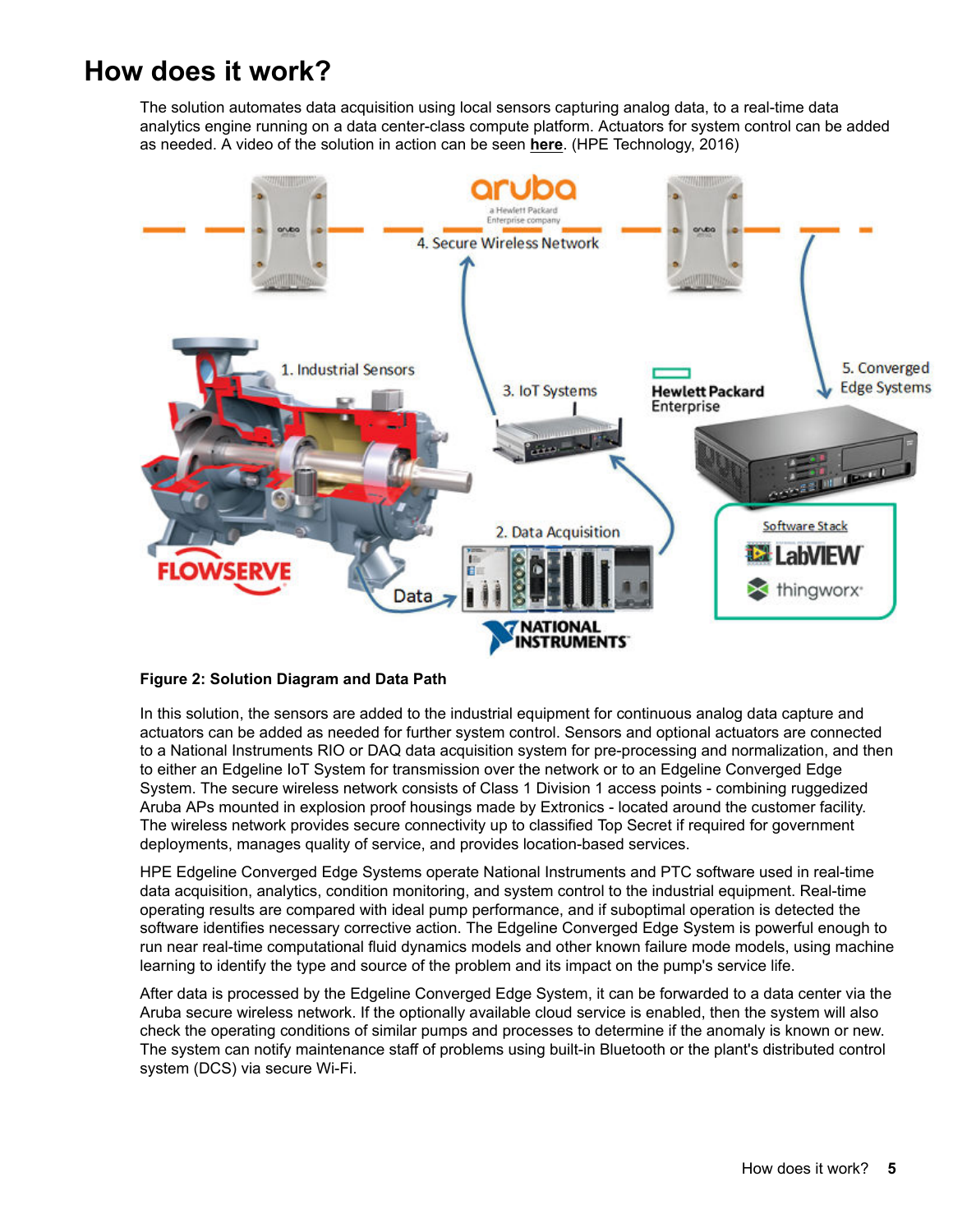# How does it work?

The solution automates data acquisition using local sensors capturing analog data, to a real-time data analytics engine running on a data center-class compute platform. Actuators for system control can be added as needed. A video of the solution in action can be seen **here**. (HPE Technology, 2016)

**Figure 2: Solution Diagram and Data Path**

In this solution, the sensors are added to the industrial equipment for continuous analog data capture and actuators can be added as needed for further system control. Sensors and optional actuators are connected to a National Instruments RIO or DAQ data acquisition system for pre-processing and normalization, and then to either an Edgeline IoT System for transmission over the network or to an Edgeline Converged Edge System. The secure wireless network consists of Class 1 Division 1 access points - combining ruggedized Aruba APs mounted in explosion proof housings made by Extronics - located around the customer facility. The wireless network provides secure connectivity up to classified Top Secret if required for government deployments, manages quality of service, and provides location-based services.

HPE Edgeline Converged Edge Systems operate National Instruments and PTC software used in real-time data acquisition, analytics, condition monitoring, and system control to the industrial equipment. Real-time operating results are compared with ideal pump performance, and if suboptimal operation is detected the software identifies necessary corrective action. The Edgeline Converged Edge System is powerful enough to run near real-time computational fluid dynamics models and other known failure mode models, using machine learning to identify the type and source of the problem and its impact on the pump's service life.

After data is processed by the Edgeline Converged Edge System, it can be forwarded to a data center via the Aruba secure wireless network. If the optionally available cloud service is enabled, then the system will also check the operating conditions of similar pumps and processes to determine if the anomaly is known or new. The system can notify maintenance staff of problems using built-in Bluetooth or the plant's distributed control system (DCS) via secure Wi-Fi.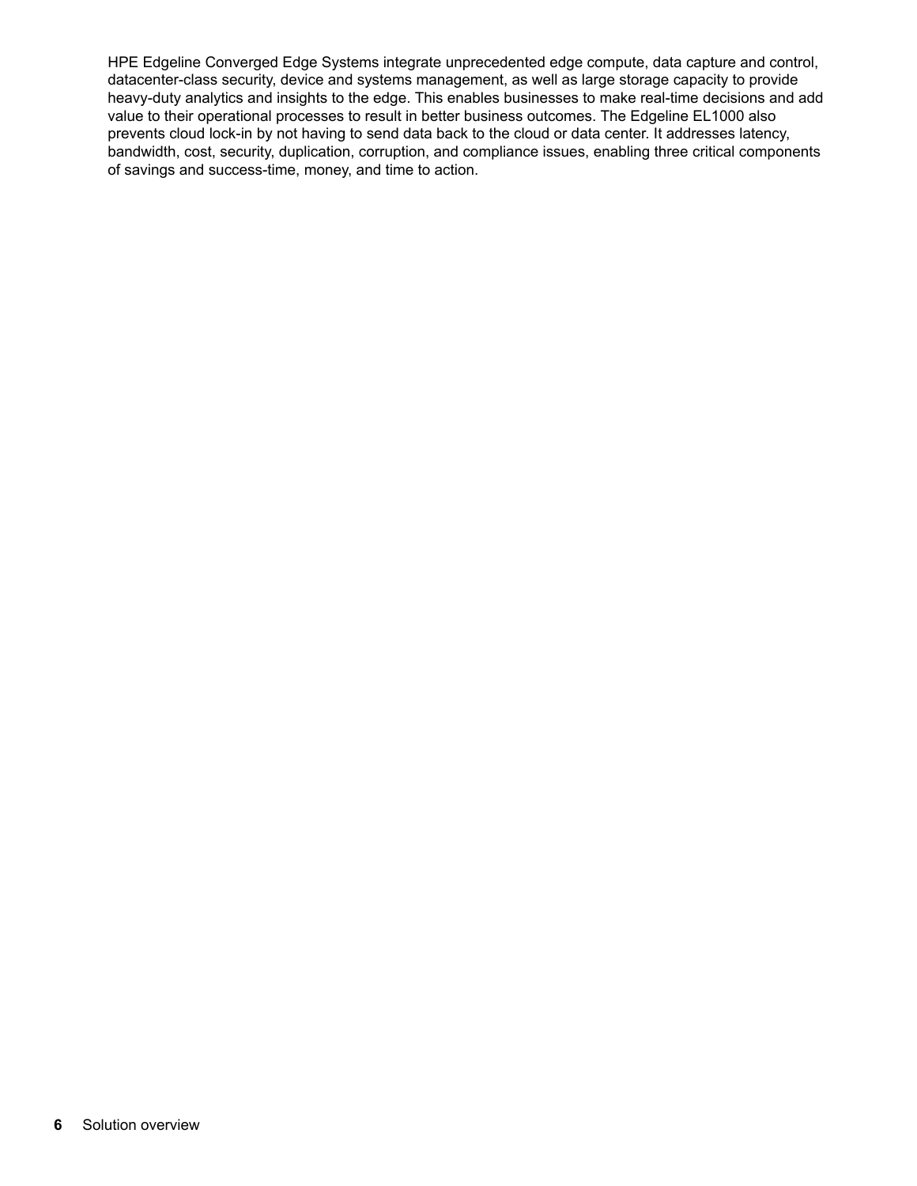HPE Edgeline Converged Edge Systems integrate unprecedented edge compute, data capture and control, datacenter-class security, device and systems management, as well as large storage capacity to provide heavy-duty analytics and insights to the edge. This enables businesses to make real-time decisions and add value to their operational processes to result in better business outcomes. The Edgeline EL1000 also prevents cloud lock-in by not having to send data back to the cloud or data center. It addresses latency, bandwidth, cost, security, duplication, corruption, and compliance issues, enabling three critical components of savings and success-time, money, and time to action.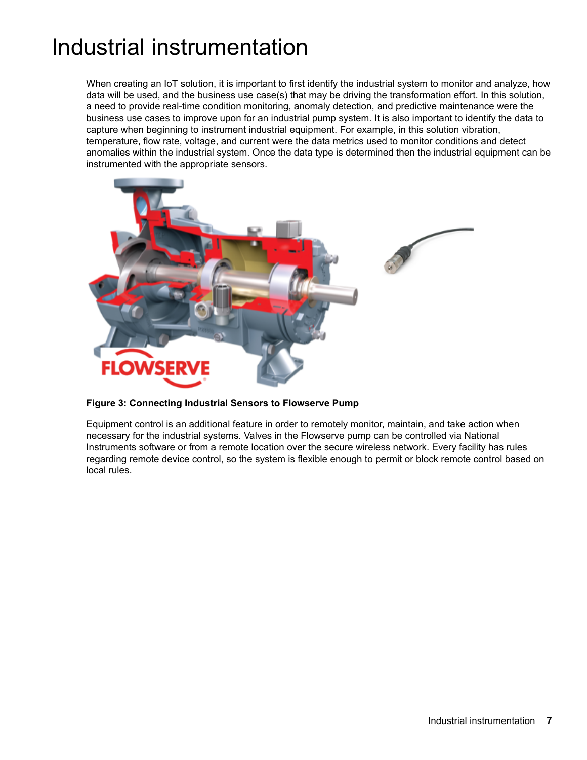# Industrial instrumentation

When creating an IoT solution, it is important to first identify the industrial system to monitor and analyze, how data will be used, and the business use case(s) that may be driving the transformation effort. In this solution, a need to provide real-time condition monitoring, anomaly detection, and predictive maintenance were the business use cases to improve upon for an industrial pump system. It is also important to identify the data to capture when beginning to instrument industrial equipment. For example, in this solution vibration, temperature, flow rate, voltage, and current were the data metrics used to monitor conditions and detect anomalies within the industrial system. Once the data type is determined then the industrial equipment can be instrumented with the appropriate sensors.

**Figure 3: Connecting Industrial Sensors to Flowserve Pump**

Equipment control is an additional feature in order to remotely monitor, maintain, and take action when necessary for the industrial systems. Valves in the Flowserve pump can be controlled via National Instruments software or from a remote location over the secure wireless network. Every facility has rules regarding remote device control, so the system is flexible enough to permit or block remote control based on local rules.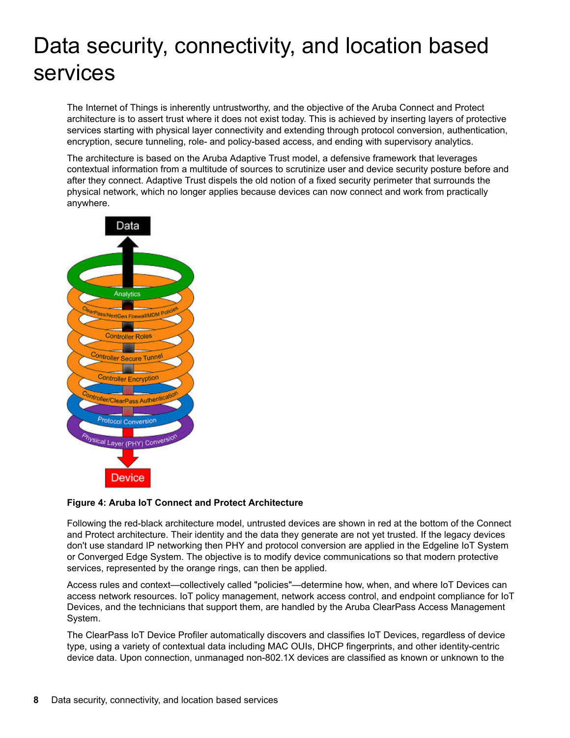# Data security, connectivity, and location based services

The Internet of Things is inherently untrustworthy, and the objective of the Aruba Connect and Protect architecture is to assert trust where it does not exist today. This is achieved by inserting layers of protective services starting with physical layer connectivity and extending through protocol conversion, authentication, encryption, secure tunneling, role- and policy-based access, and ending with supervisory analytics.

The architecture is based on the Aruba Adaptive Trust model, a defensive framework that leverages contextual information from a multitude of sources to scrutinize user and device security posture before and after they connect. Adaptive Trust dispels the old notion of a fixed security perimeter that surrounds the physical network, which no longer applies because devices can now connect and work from practically anywhere.

**Figure 4: Aruba IoT Connect and Protect Architecture**

Following the red-black architecture model, untrusted devices are shown in red at the bottom of the Connect and Protect architecture. Their identity and the data they generate are not yet trusted. If the legacy devices don't use standard IP networking then PHY and protocol conversion are applied in the Edgeline IoT System or Converged Edge System. The objective is to modify device communications so that modern protective services, represented by the orange rings, can then be applied.

Access rules and context—collectively called "policies"—determine how, when, and where IoT Devices can access network resources. IoT policy management, network access control, and endpoint compliance for IoT Devices, and the technicians that support them, are handled by the Aruba ClearPass Access Management System.

The ClearPass IoT Device Profiler automatically discovers and classifies IoT Devices, regardless of device type, using a variety of contextual data including MAC OUIs, DHCP fingerprints, and other identity-centric device data. Upon connection, unmanaged non-802.1X devices are classified as known or unknown to the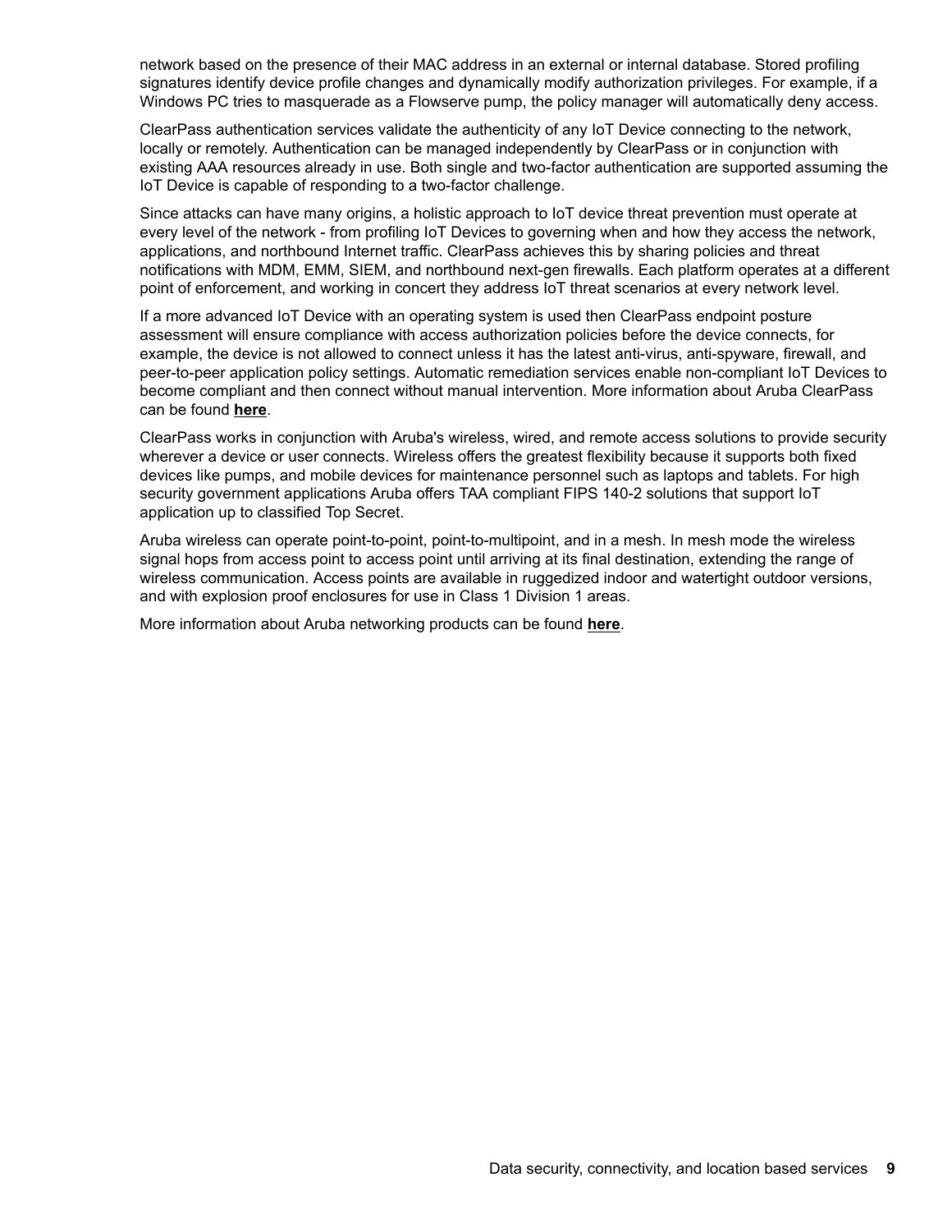network based on the presence of their MAC address in an external or internal database. Stored profiling signatures identify device profile changes and dynamically modify authorization privileges. For example, if a Windows PC tries to masquerade as a Flowserve pump, the policy manager will automatically deny access.

ClearPass authentication services validate the authenticity of any IoT Device connecting to the network, locally or remotely. Authentication can be managed independently by ClearPass or in conjunction with existing AAA resources already in use. Both single and two-factor authentication are supported assuming the IoT Device is capable of responding to a two-factor challenge.

Since attacks can have many origins, a holistic approach to IoT device threat prevention must operate at every level of the network - from profiling IoT Devices to governing when and how they access the network, applications, and northbound Internet traffic. ClearPass achieves this by sharing policies and threat notifications with MDM, EMM, SIEM, and northbound next-gen firewalls. Each platform operates at a different point of enforcement, and working in concert they address IoT threat scenarios at every network level.

If a more advanced IoT Device with an operating system is used then ClearPass endpoint posture assessment will ensure compliance with access authorization policies before the device connects, for example, the device is not allowed to connect unless it has the latest anti-virus, anti-spyware, firewall, and peer-to-peer application policy settings. Automatic remediation services enable non-compliant IoT Devices to become compliant and then connect without manual intervention. More information about Aruba ClearPass can be found **here**.

ClearPass works in conjunction with Aruba's wireless, wired, and remote access solutions to provide security wherever a device or user connects. Wireless offers the greatest flexibility because it supports both fixed devices like pumps, and mobile devices for maintenance personnel such as laptops and tablets. For high security government applications Aruba offers TAA compliant FIPS 140-2 solutions that support IoT application up to classified Top Secret.

Aruba wireless can operate point-to-point, point-to-multipoint, and in a mesh. In mesh mode the wireless signal hops from access point to access point until arriving at its final destination, extending the range of wireless communication. Access points are available in ruggedized indoor and watertight outdoor versions, and with explosion proof enclosures for use in Class 1 Division 1 areas.

More information about Aruba networking products can be found **here**.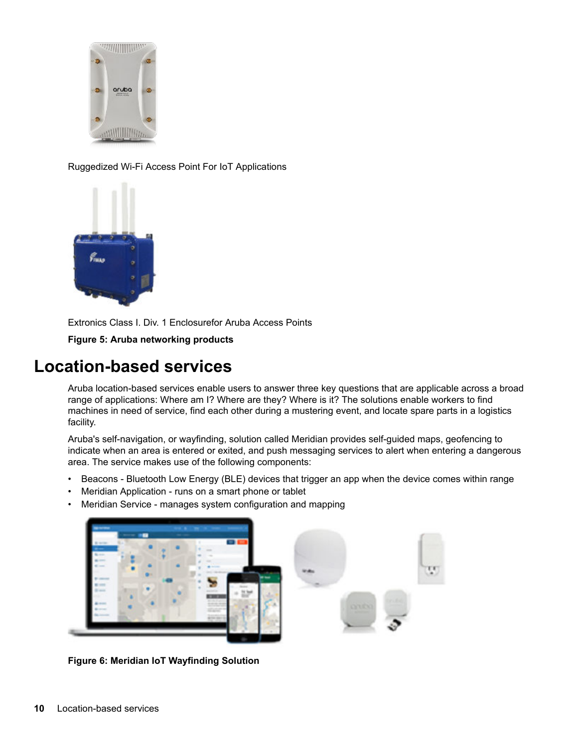Ruggedized Wi-Fi Access Point For IoT Applications

Extronics Class I. Div. 1 Enclosurefor Aruba Access Points

**Figure 5: Aruba networking products**

# Location-based services

Aruba location-based services enable users to answer three key questions that are applicable across a broad range of applications: Where am I? Where are they? Where is it? The solutions enable workers to find machines in need of service, find each other during a mustering event, and locate spare parts in a logistics facility.

Aruba's self-navigation, or wayfinding, solution called Meridian provides self-guided maps, geofencing to indicate when an area is entered or exited, and push messaging services to alert when entering a dangerous area. The service makes use of the following components:

- Beacons - Bluetooth Low Energy (BLE) devices that trigger an app when the device comes within range
- Meridian Application - runs on a smart phone or tablet
- Meridian Service - manages system configuration and mapping

**Figure 6: Meridian IoT Wayfinding Solution**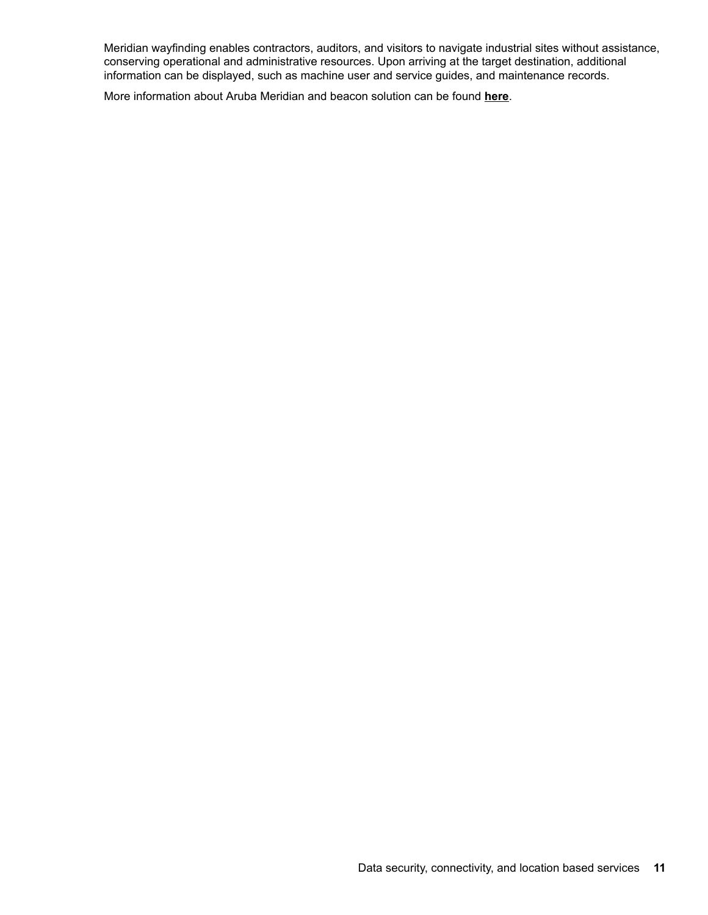Meridian wayfinding enables contractors, auditors, and visitors to navigate industrial sites without assistance, conserving operational and administrative resources. Upon arriving at the target destination, additional information can be displayed, such as machine user and service guides, and maintenance records.

More information about Aruba Meridian and beacon solution can be found **here**.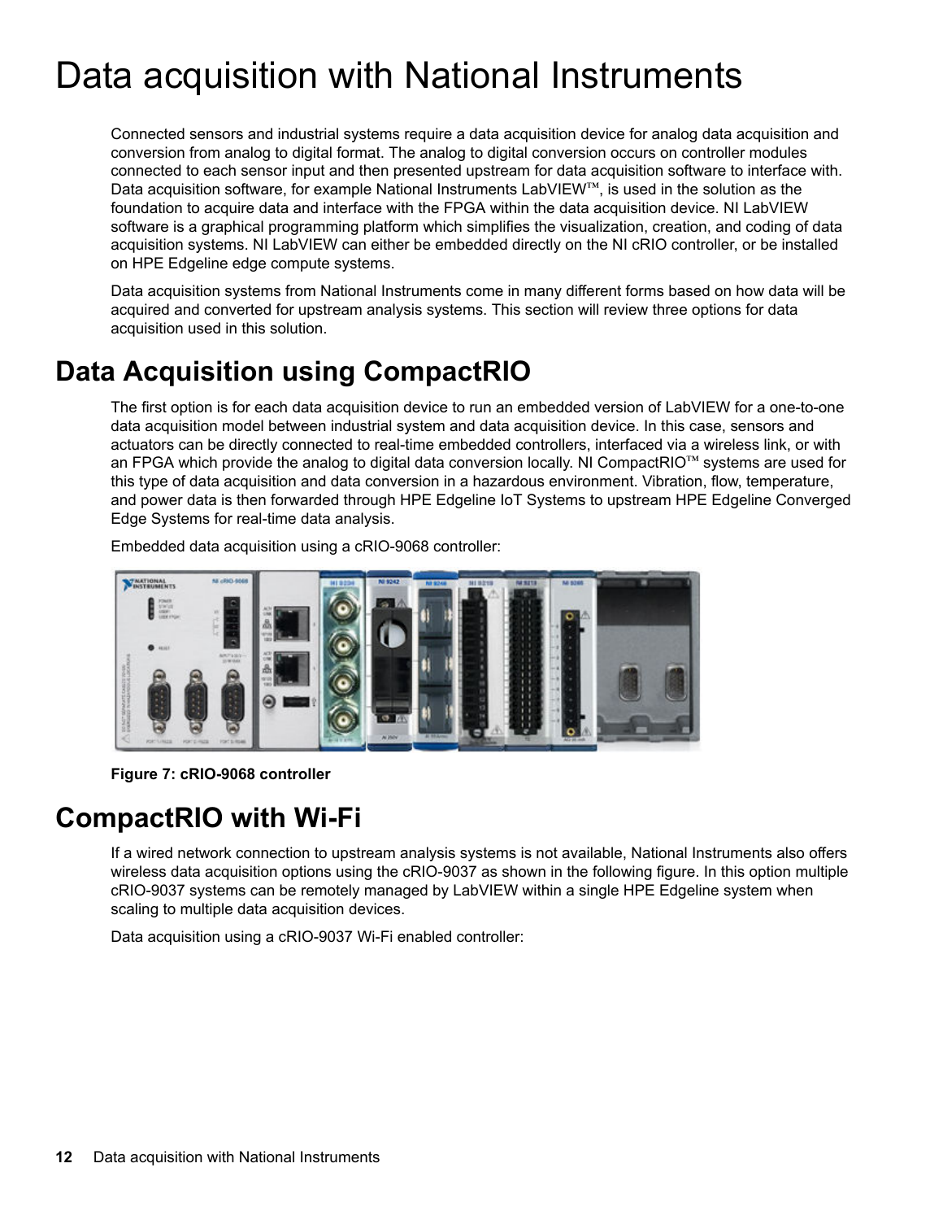# Data acquisition with National Instruments

Connected sensors and industrial systems require a data acquisition device for analog data acquisition and conversion from analog to digital format. The analog to digital conversion occurs on controller modules connected to each sensor input and then presented upstream for data acquisition software to interface with. Data acquisition software, for example National Instruments LabVIEW™, is used in the solution as the foundation to acquire data and interface with the FPGA within the data acquisition device. NI LabVIEW software is a graphical programming platform which simplifies the visualization, creation, and coding of data acquisition systems. NI LabVIEW can either be embedded directly on the NI cRIO controller, or be installed on HPE Edgeline edge compute systems.

Data acquisition systems from National Instruments come in many different forms based on how data will be acquired and converted for upstream analysis systems. This section will review three options for data acquisition used in this solution.

## Data Acquisition using CompactRIO

The first option is for each data acquisition device to run an embedded version of LabVIEW for a one-to-one data acquisition model between industrial system and data acquisition device. In this case, sensors and actuators can be directly connected to real-time embedded controllers, interfaced via a wireless link, or with an FPGA which provide the analog to digital data conversion locally. NI CompactRIO™ systems are used for this type of data acquisition and data conversion in a hazardous environment. Vibration, flow, temperature, and power data is then forwarded through HPE Edgeline IoT Systems to upstream HPE Edgeline Converged Edge Systems for real-time data analysis.

Embedded data acquisition using a cRIO-9068 controller:

**Figure 7: cRIO-9068 controller**

## CompactRIO with Wi-Fi

If a wired network connection to upstream analysis systems is not available, National Instruments also offers wireless data acquisition options using the cRIO-9037 as shown in the following figure. In this option multiple cRIO-9037 systems can be remotely managed by LabVIEW within a single HPE Edgeline system when scaling to multiple data acquisition devices.

Data acquisition using a cRIO-9037 Wi-Fi enabled controller: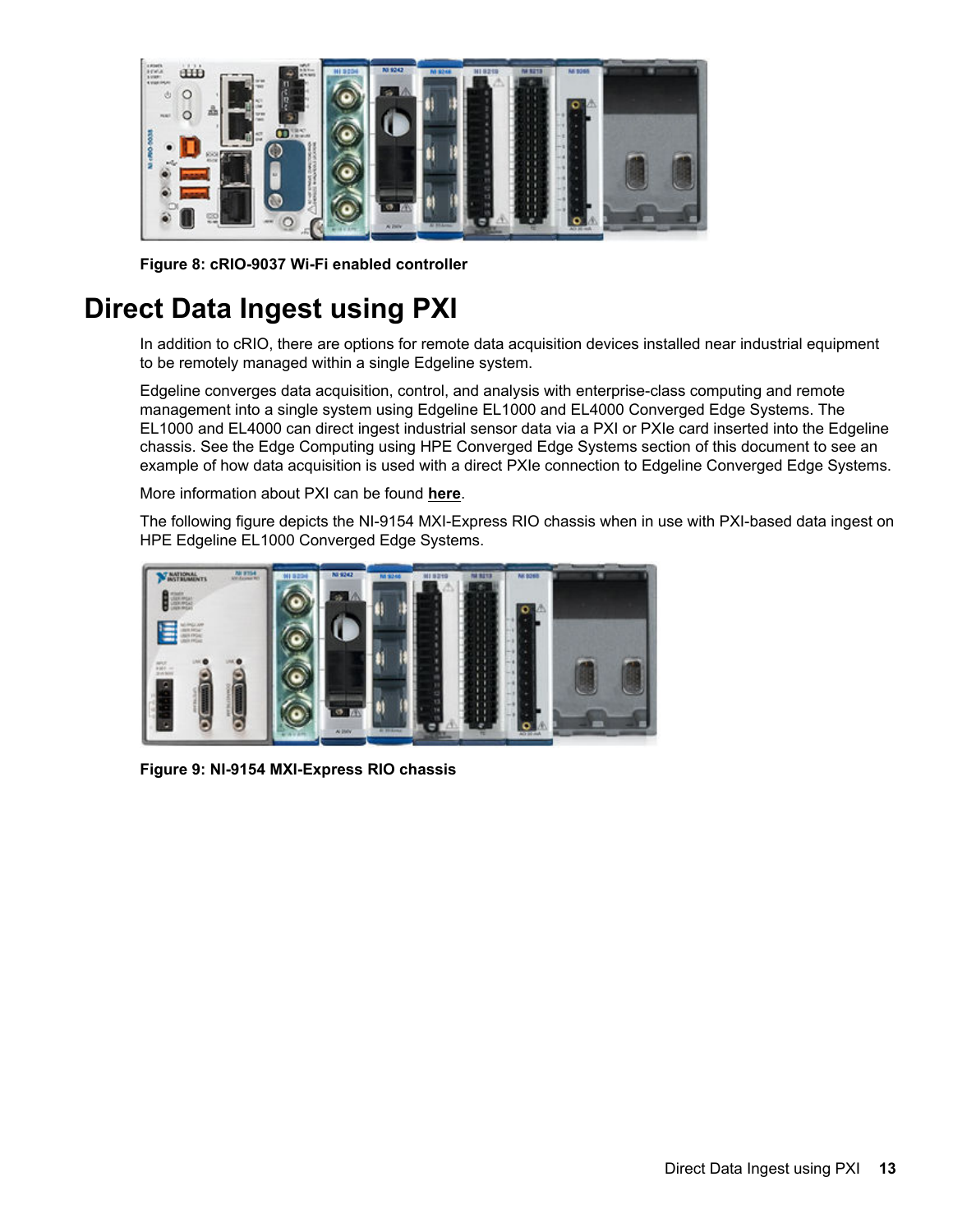Figure 8: cRIO-9037 Wi-Fi enabled controller

# Direct Data Ingest using PXI

In addition to cRIO, there are options for remote data acquisition devices installed near industrial equipment to be remotely managed within a single Edgeline system.

Edgeline converges data acquisition, control, and analysis with enterprise-class computing and remote management into a single system using Edgeline EL1000 and EL4000 Converged Edge Systems. The EL1000 and EL4000 can direct ingest industrial sensor data via a PXI or PXIe card inserted into the Edgeline chassis. See the Edge Computing using HPE Converged Edge Systems section of this document to see an example of how data acquisition is used with a direct PXIe connection to Edgeline Converged Edge Systems.

More information about PXI can be found **here**.

The following figure depicts the NI-9154 MXI-Express RIO chassis when in use with PXI-based data ingest on HPE Edgeline EL1000 Converged Edge Systems.

Figure 9: NI-9154 MXI-Express RIO chassis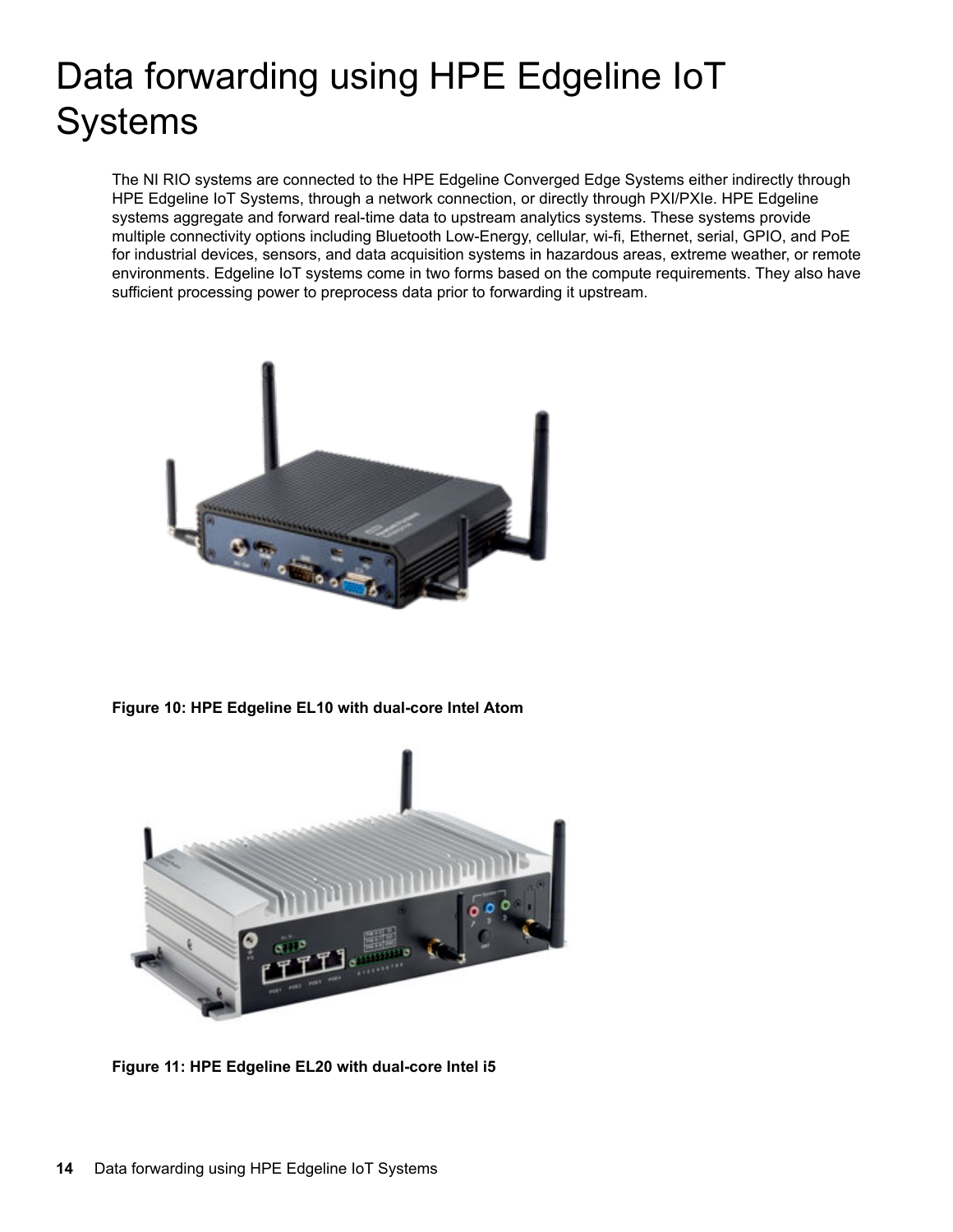# Data forwarding using HPE Edgeline IoT Systems

The NI RIO systems are connected to the HPE Edgeline Converged Edge Systems either indirectly through HPE Edgeline IoT Systems, through a network connection, or directly through PXI/PXIe. HPE Edgeline systems aggregate and forward real-time data to upstream analytics systems. These systems provide multiple connectivity options including Bluetooth Low-Energy, cellular, wi-fi, Ethernet, serial, GPIO, and PoE for industrial devices, sensors, and data acquisition systems in hazardous areas, extreme weather, or remote environments. Edgeline IoT systems come in two forms based on the compute requirements. They also have sufficient processing power to preprocess data prior to forwarding it upstream.

**Figure 10: HPE Edgeline EL10 with dual-core Intel Atom**

**Figure 11: HPE Edgeline EL20 with dual-core Intel i5**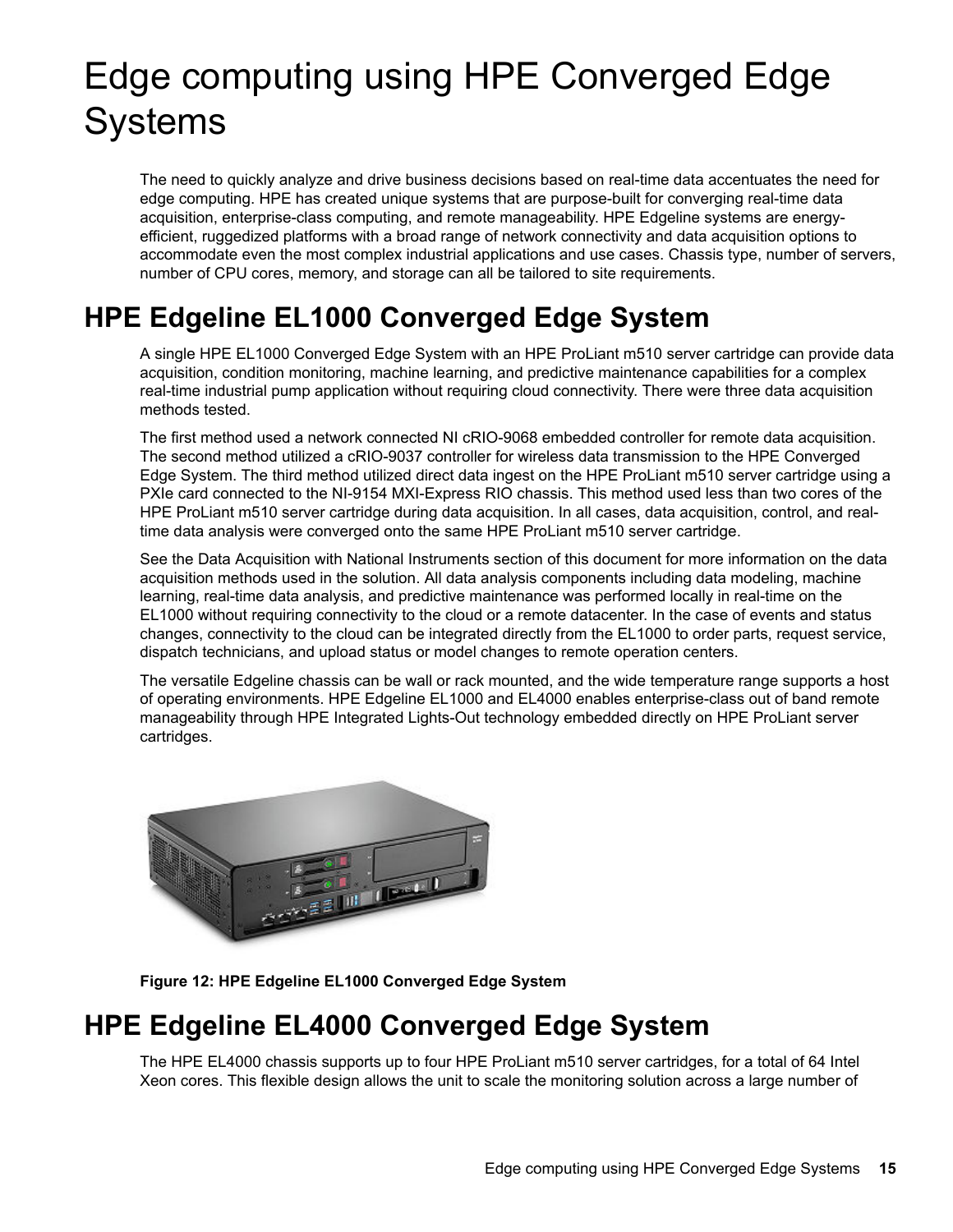# Edge computing using HPE Converged Edge Systems

The need to quickly analyze and drive business decisions based on real-time data accentuates the need for edge computing. HPE has created unique systems that are purpose-built for converging real-time data acquisition, enterprise-class computing, and remote manageability. HPE Edgeline systems are energy-efficient, ruggedized platforms with a broad range of network connectivity and data acquisition options to accommodate even the most complex industrial applications and use cases. Chassis type, number of servers, number of CPU cores, memory, and storage can all be tailored to site requirements.

## HPE Edgeline EL1000 Converged Edge System

A single HPE EL1000 Converged Edge System with an HPE ProLiant m510 server cartridge can provide data acquisition, condition monitoring, machine learning, and predictive maintenance capabilities for a complex real-time industrial pump application without requiring cloud connectivity. There were three data acquisition methods tested.

The first method used a network connected NI cRIO-9068 embedded controller for remote data acquisition. The second method utilized a cRIO-9037 controller for wireless data transmission to the HPE Converged Edge System. The third method utilized direct data ingest on the HPE ProLiant m510 server cartridge using a PXIe card connected to the NI-9154 MXI-Express RIO chassis. This method used less than two cores of the HPE ProLiant m510 server cartridge during data acquisition. In all cases, data acquisition, control, and real-time data analysis were converged onto the same HPE ProLiant m510 server cartridge.

See the Data Acquisition with National Instruments section of this document for more information on the data acquisition methods used in the solution. All data analysis components including data modeling, machine learning, real-time data analysis, and predictive maintenance was performed locally in real-time on the EL1000 without requiring connectivity to the cloud or a remote datacenter. In the case of events and status changes, connectivity to the cloud can be integrated directly from the EL1000 to order parts, request service, dispatch technicians, and upload status or model changes to remote operation centers.

The versatile Edgeline chassis can be wall or rack mounted, and the wide temperature range supports a host of operating environments. HPE Edgeline EL1000 and EL4000 enables enterprise-class out of band remote manageability through HPE Integrated Lights-Out technology embedded directly on HPE ProLiant server cartridges.

**Figure 12: HPE Edgeline EL1000 Converged Edge System**

## HPE Edgeline EL4000 Converged Edge System

The HPE EL4000 chassis supports up to four HPE ProLiant m510 server cartridges, for a total of 64 Intel Xeon cores. This flexible design allows the unit to scale the monitoring solution across a large number of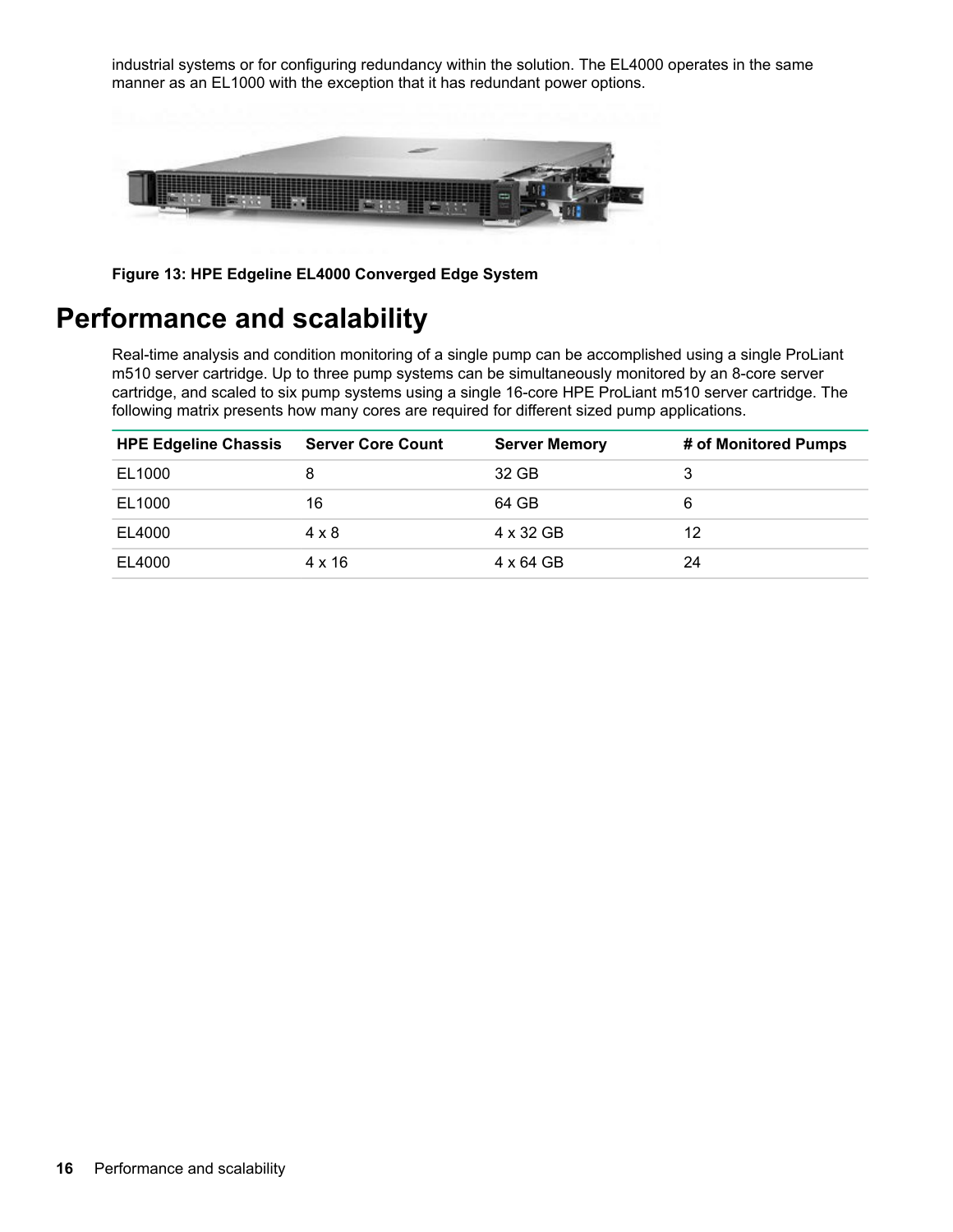industrial systems or for configuring redundancy within the solution. The EL4000 operates in the same manner as an EL1000 with the exception that it has redundant power options.

**Figure 13: HPE Edgeline EL4000 Converged Edge System**

# Performance and scalability

Real-time analysis and condition monitoring of a single pump can be accomplished using a single ProLiant m510 server cartridge. Up to three pump systems can be simultaneously monitored by an 8-core server cartridge, and scaled to six pump systems using a single 16-core HPE ProLiant m510 server cartridge. The following matrix presents how many cores are required for different sized pump applications.

| HPE Edgeline Chassis | Server Core Count | Server Memory | # of Monitored Pumps |
| --- | --- | --- | --- |
| EL1000 | 8 | 32 GB | 3 |
| EL1000 | 16 | 64 GB | 6 |
| EL4000 | 4 x 8 | 4 x 32 GB | 12 |
| EL4000 | 4 x 16 | 4 x 64 GB | 24 |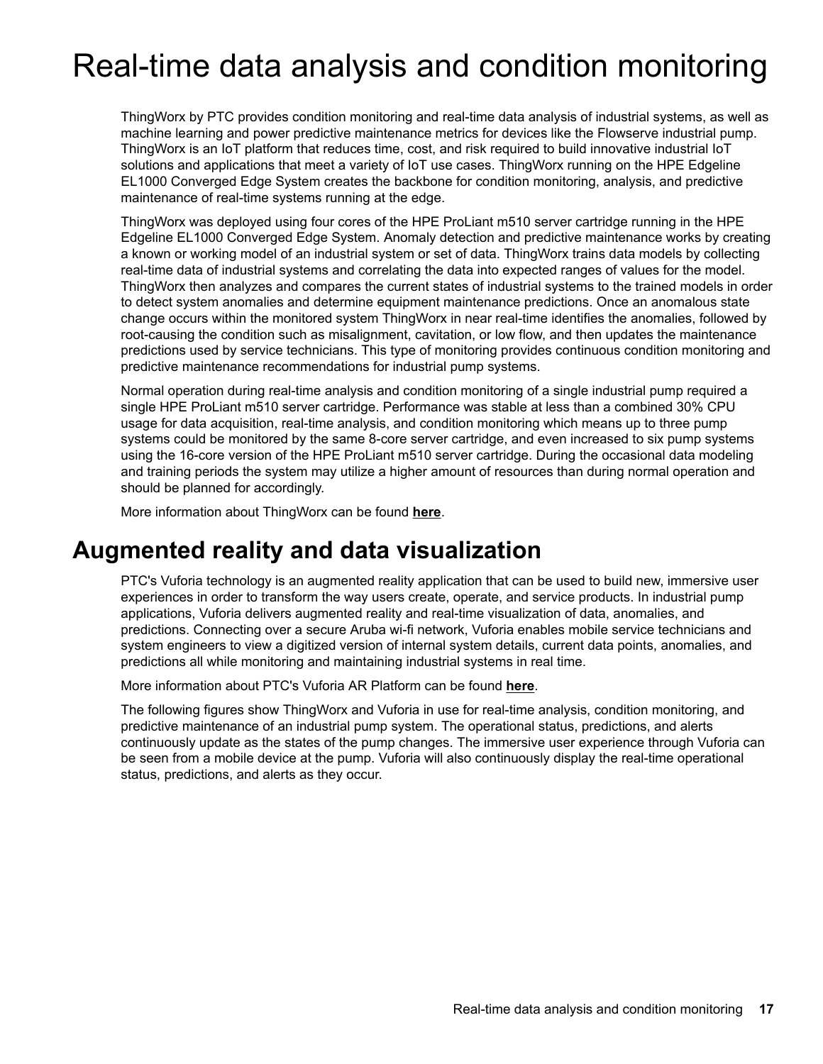# Real-time data analysis and condition monitoring

ThingWorx by PTC provides condition monitoring and real-time data analysis of industrial systems, as well as machine learning and power predictive maintenance metrics for devices like the Flowserve industrial pump. ThingWorx is an IoT platform that reduces time, cost, and risk required to build innovative industrial IoT solutions and applications that meet a variety of IoT use cases. ThingWorx running on the HPE Edgeline EL1000 Converged Edge System creates the backbone for condition monitoring, analysis, and predictive maintenance of real-time systems running at the edge.

ThingWorx was deployed using four cores of the HPE ProLiant m510 server cartridge running in the HPE Edgeline EL1000 Converged Edge System. Anomaly detection and predictive maintenance works by creating a known or working model of an industrial system or set of data. ThingWorx trains data models by collecting real-time data of industrial systems and correlating the data into expected ranges of values for the model. ThingWorx then analyzes and compares the current states of industrial systems to the trained models in order to detect system anomalies and determine equipment maintenance predictions. Once an anomalous state change occurs within the monitored system ThingWorx in near real-time identifies the anomalies, followed by root-causing the condition such as misalignment, cavitation, or low flow, and then updates the maintenance predictions used by service technicians. This type of monitoring provides continuous condition monitoring and predictive maintenance recommendations for industrial pump systems.

Normal operation during real-time analysis and condition monitoring of a single industrial pump required a single HPE ProLiant m510 server cartridge. Performance was stable at less than a combined 30% CPU usage for data acquisition, real-time analysis, and condition monitoring which means up to three pump systems could be monitored by the same 8-core server cartridge, and even increased to six pump systems using the 16-core version of the HPE ProLiant m510 server cartridge. During the occasional data modeling and training periods the system may utilize a higher amount of resources than during normal operation and should be planned for accordingly.

More information about ThingWorx can be found **here**.

## Augmented reality and data visualization

PTC's Vuforia technology is an augmented reality application that can be used to build new, immersive user experiences in order to transform the way users create, operate, and service products. In industrial pump applications, Vuforia delivers augmented reality and real-time visualization of data, anomalies, and predictions. Connecting over a secure Aruba wi-fi network, Vuforia enables mobile service technicians and system engineers to view a digitized version of internal system details, current data points, anomalies, and predictions all while monitoring and maintaining industrial systems in real time.

More information about PTC's Vuforia AR Platform can be found **here**.

The following figures show ThingWorx and Vuforia in use for real-time analysis, condition monitoring, and predictive maintenance of an industrial pump system. The operational status, predictions, and alerts continuously update as the states of the pump changes. The immersive user experience through Vuforia can be seen from a mobile device at the pump. Vuforia will also continuously display the real-time operational status, predictions, and alerts as they occur.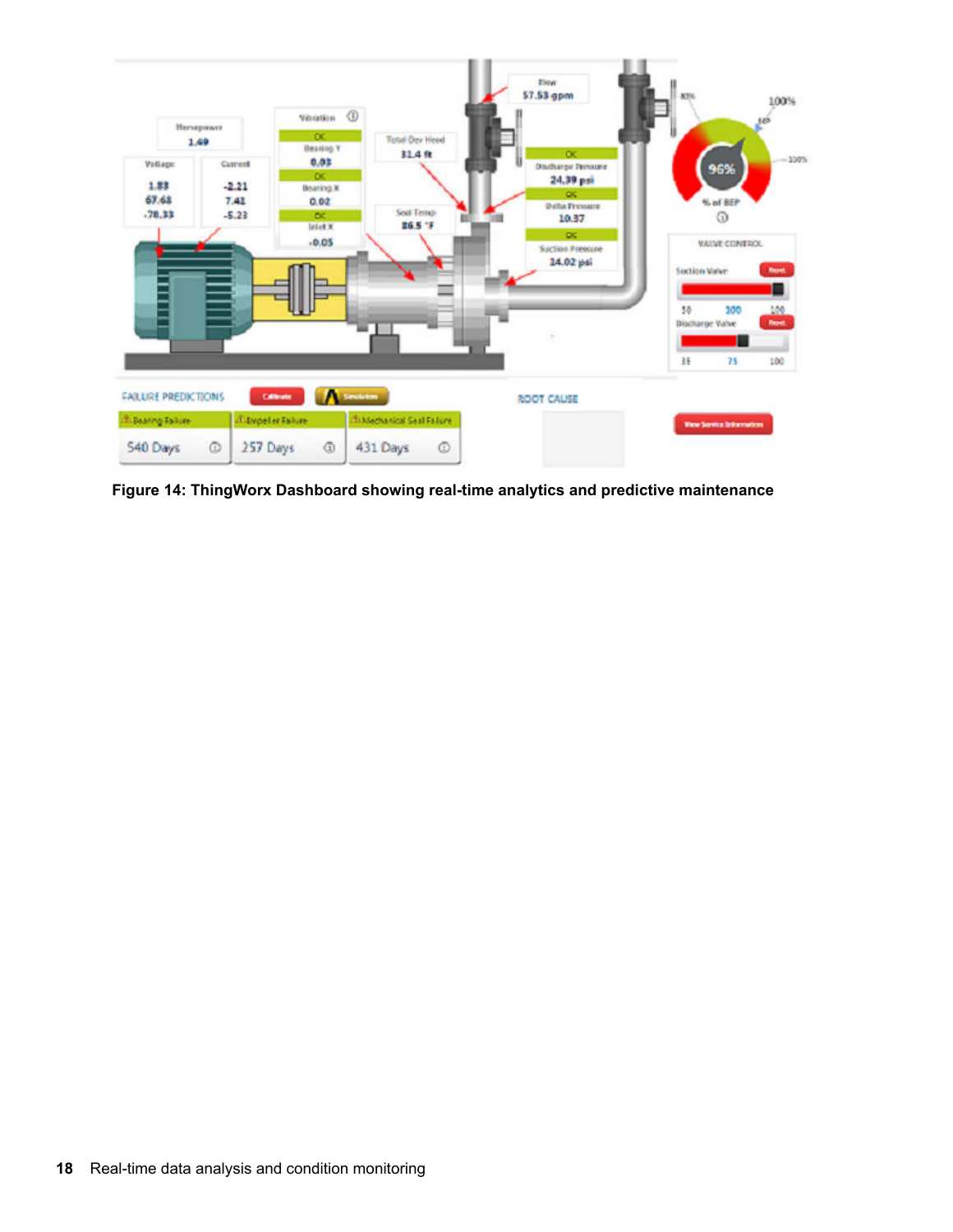Figure 14: ThingWorx Dashboard showing real-time analytics and predictive maintenance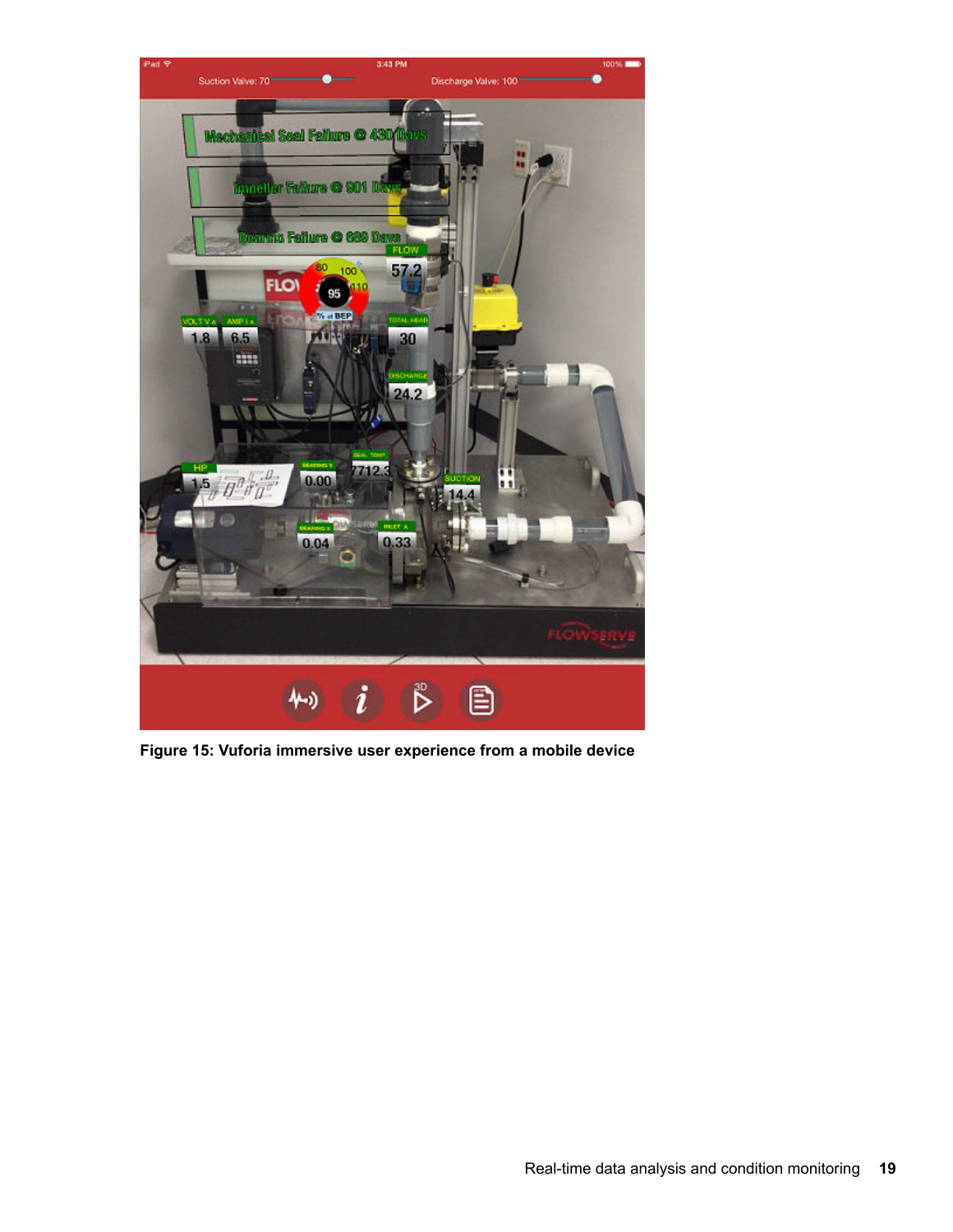Figure 15: Vuforia immersive user experience from a mobile device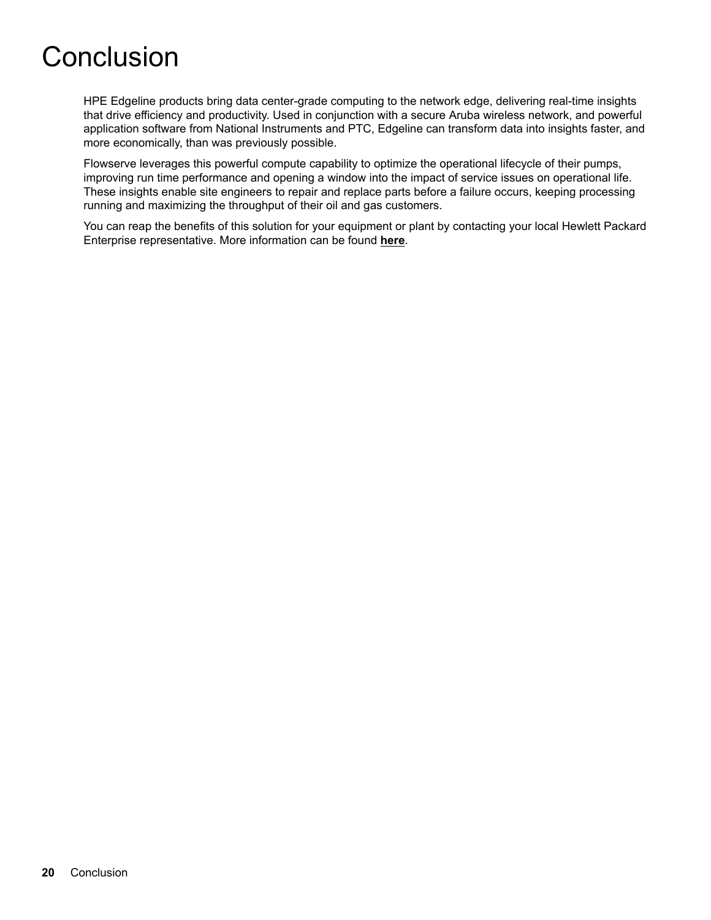# Conclusion

HPE Edgeline products bring data center-grade computing to the network edge, delivering real-time insights that drive efficiency and productivity. Used in conjunction with a secure Aruba wireless network, and powerful application software from National Instruments and PTC, Edgeline can transform data into insights faster, and more economically, than was previously possible.

Flowserve leverages this powerful compute capability to optimize the operational lifecycle of their pumps, improving run time performance and opening a window into the impact of service issues on operational life. These insights enable site engineers to repair and replace parts before a failure occurs, keeping processing running and maximizing the throughput of their oil and gas customers.

You can reap the benefits of this solution for your equipment or plant by contacting your local Hewlett Packard Enterprise representative. More information can be found **here**.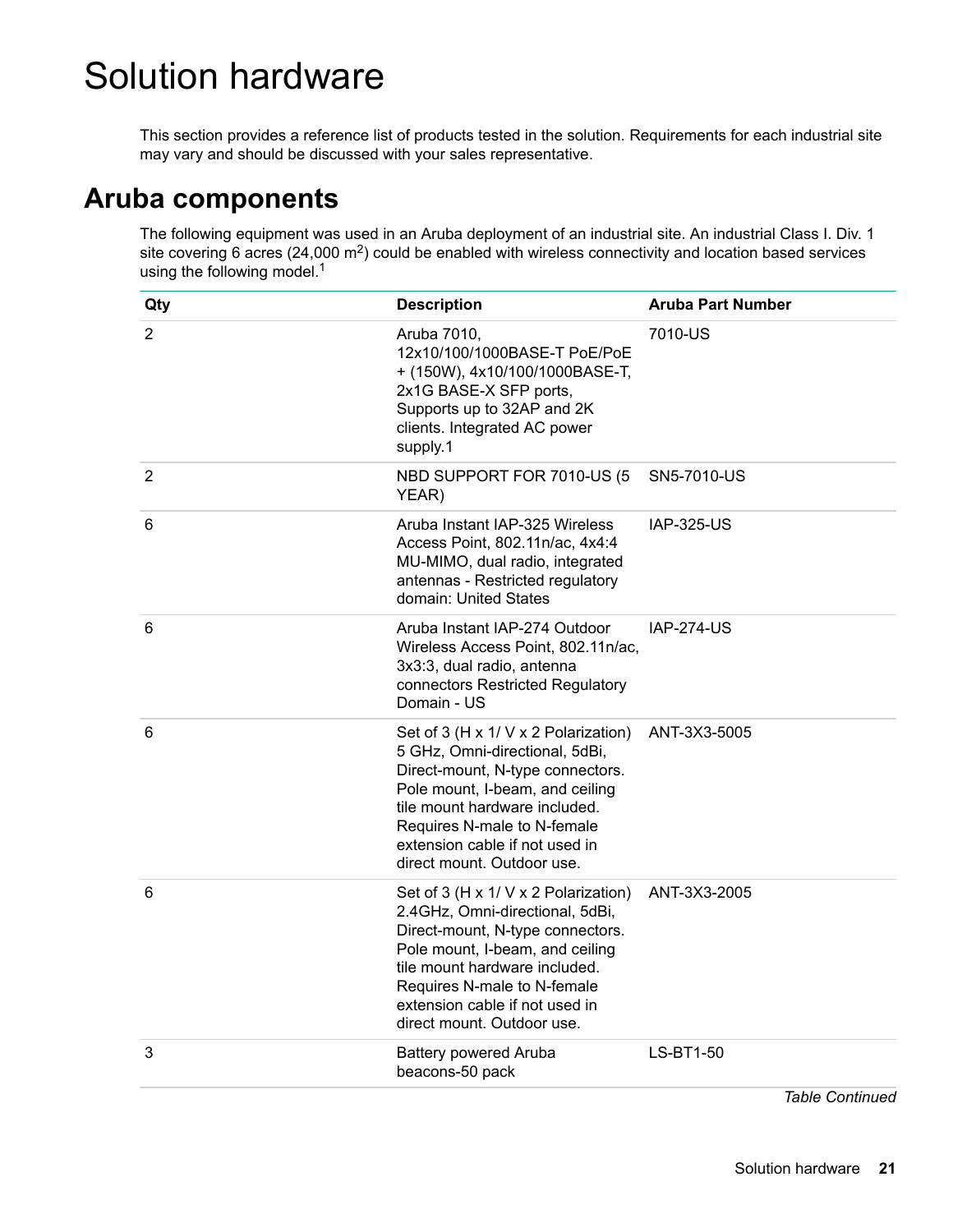# Solution hardware

This section provides a reference list of products tested in the solution. Requirements for each industrial site may vary and should be discussed with your sales representative.

## Aruba components

The following equipment was used in an Aruba deployment of an industrial site. An industrial Class I. Div. 1 site covering 6 acres (24,000 $m^2$) could be enabled with wireless connectivity and location based services using the following model.[1]

| Qty | Description | Aruba Part Number |
|---|---|---|
| 2 | Aruba 7010, 12x10/100/1000BASE-T PoE/PoE + (150W), 4x10/100/1000BASE-T, 2x1G BASE-X SFP ports, Supports up to 32AP and 2K clients. Integrated AC power supply.1 | 7010-US |
| 2 | NBD SUPPORT FOR 7010-US (5 YEAR) | SN5-7010-US |
| 6 | Aruba Instant IAP-325 Wireless Access Point, 802.11n/ac, 4x4:4 MU-MIMO, dual radio, integrated antennas - Restricted regulatory domain: United States | IAP-325-US |
| 6 | Aruba Instant IAP-274 Outdoor Wireless Access Point, 802.11n/ac, 3x3:3, dual radio, antenna connectors Restricted Regulatory Domain - US | IAP-274-US |
| 6 | Set of 3 (H x 1/ V x 2 Polarization) 5 GHz, Omni-directional, 5dBi, Direct-mount, N-type connectors. Pole mount, I-beam, and ceiling tile mount hardware included. Requires N-male to N-female extension cable if not used in direct mount. Outdoor use. | ANT-3X3-5005 |
| 6 | Set of 3 (H x 1/ V x 2 Polarization) 2.4GHz, Omni-directional, 5dBi, Direct-mount, N-type connectors. Pole mount, I-beam, and ceiling tile mount hardware included. Requires N-male to N-female extension cable if not used in direct mount. Outdoor use. | ANT-3X3-2005 |
| 3 | Battery powered Aruba beacons-50 pack | LS-BT1-50 |

*Table Continued*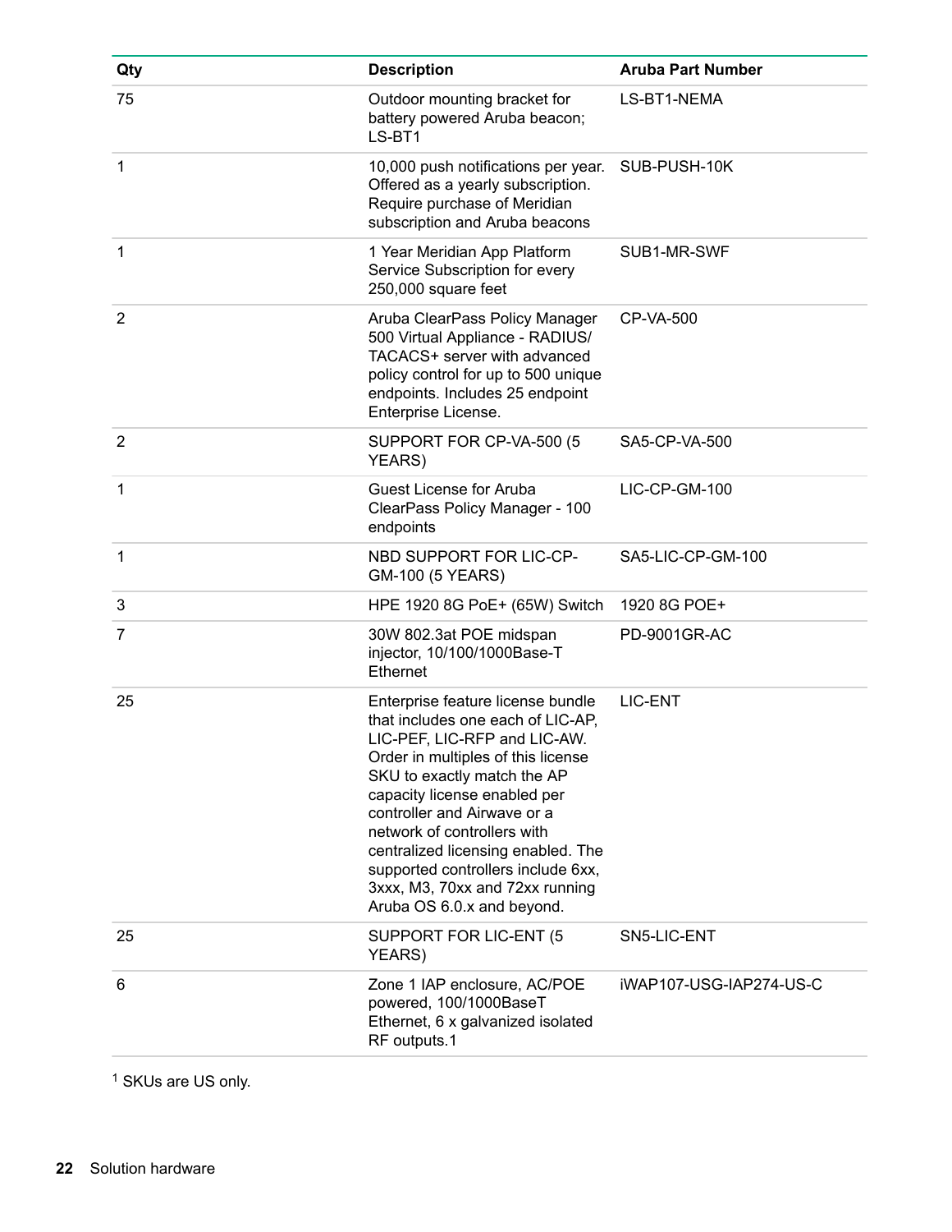| Qty | Description | Aruba Part Number |
|---|---|---|
| 75 | Outdoor mounting bracket for battery powered Aruba beacon; LS-BT1 | LS-BT1-NEMA |
| 1 | 10,000 push notifications per year. Offered as a yearly subscription. Require purchase of Meridian subscription and Aruba beacons | SUB-PUSH-10K |
| 1 | 1 Year Meridian App Platform Service Subscription for every 250,000 square feet | SUB1-MR-SWF |
| 2 | Aruba ClearPass Policy Manager 500 Virtual Appliance - RADIUS/ TACACS+ server with advanced policy control for up to 500 unique endpoints. Includes 25 endpoint Enterprise License. | CP-VA-500 |
| 2 | SUPPORT FOR CP-VA-500 (5 YEARS) | SA5-CP-VA-500 |
| 1 | Guest License for Aruba ClearPass Policy Manager - 100 endpoints | LIC-CP-GM-100 |
| 1 | NBD SUPPORT FOR LIC-CP-GM-100 (5 YEARS) | SA5-LIC-CP-GM-100 |
| 3 | HPE 1920 8G PoE+ (65W) Switch | 1920 8G POE+ |
| 7 | 30W 802.3at POE midspan injector, 10/100/1000Base-T Ethernet | PD-9001GR-AC |
| 25 | Enterprise feature license bundle that includes one each of LIC-AP, LIC-PEF, LIC-RFP and LIC-AW. Order in multiples of this license SKU to exactly match the AP capacity license enabled per controller and Airwave or a network of controllers with centralized licensing enabled. The supported controllers include 6xx, 3xxx, M3, 70xx and 72xx running Aruba OS 6.0.x and beyond. | LIC-ENT |
| 25 | SUPPORT FOR LIC-ENT (5 YEARS) | SN5-LIC-ENT |
| 6 | Zone 1 IAP enclosure, AC/POE powered, 100/1000BaseT Ethernet, 6 x galvanized isolated RF outputs.[1] | iWAP107-USG-IAP274-US-C |

[1] SKUs are US only.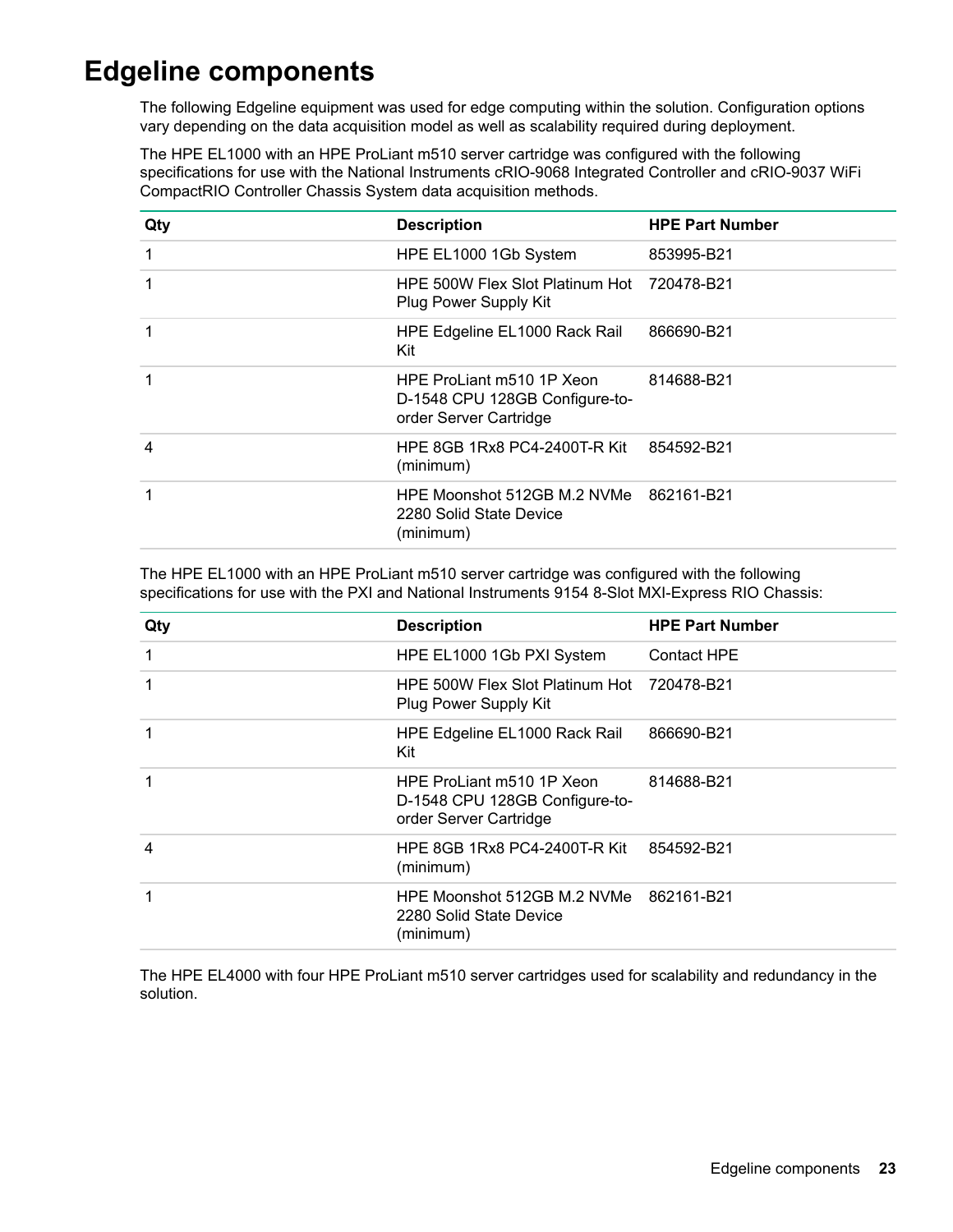# Edgeline components

The following Edgeline equipment was used for edge computing within the solution. Configuration options vary depending on the data acquisition model as well as scalability required during deployment.

The HPE EL1000 with an HPE ProLiant m510 server cartridge was configured with the following specifications for use with the National Instruments cRIO-9068 Integrated Controller and cRIO-9037 WiFi CompactRIO Controller Chassis System data acquisition methods.

| Qty | Description | HPE Part Number |
|---|---|---|
| 1 | HPE EL1000 1Gb System | 853995-B21 |
| 1 | HPE 500W Flex Slot Platinum Hot Plug Power Supply Kit | 720478-B21 |
| 1 | HPE Edgeline EL1000 Rack Rail Kit | 866690-B21 |
| 1 | HPE ProLiant m510 1P Xeon D-1548 CPU 128GB Configure-to-order Server Cartridge | 814688-B21 |
| 4 | HPE 8GB 1Rx8 PC4-2400T-R Kit (minimum) | 854592-B21 |
| 1 | HPE Moonshot 512GB M.2 NVMe 2280 Solid State Device (minimum) | 862161-B21 |

The HPE EL1000 with an HPE ProLiant m510 server cartridge was configured with the following specifications for use with the PXI and National Instruments 9154 8-Slot MXI-Express RIO Chassis:

| Qty | Description | HPE Part Number |
|---|---|---|
| 1 | HPE EL1000 1Gb PXI System | Contact HPE |
| 1 | HPE 500W Flex Slot Platinum Hot Plug Power Supply Kit | 720478-B21 |
| 1 | HPE Edgeline EL1000 Rack Rail Kit | 866690-B21 |
| 1 | HPE ProLiant m510 1P Xeon D-1548 CPU 128GB Configure-to-order Server Cartridge | 814688-B21 |
| 4 | HPE 8GB 1Rx8 PC4-2400T-R Kit (minimum) | 854592-B21 |
| 1 | HPE Moonshot 512GB M.2 NVMe 2280 Solid State Device (minimum) | 862161-B21 |

The HPE EL4000 with four HPE ProLiant m510 server cartridges used for scalability and redundancy in the solution.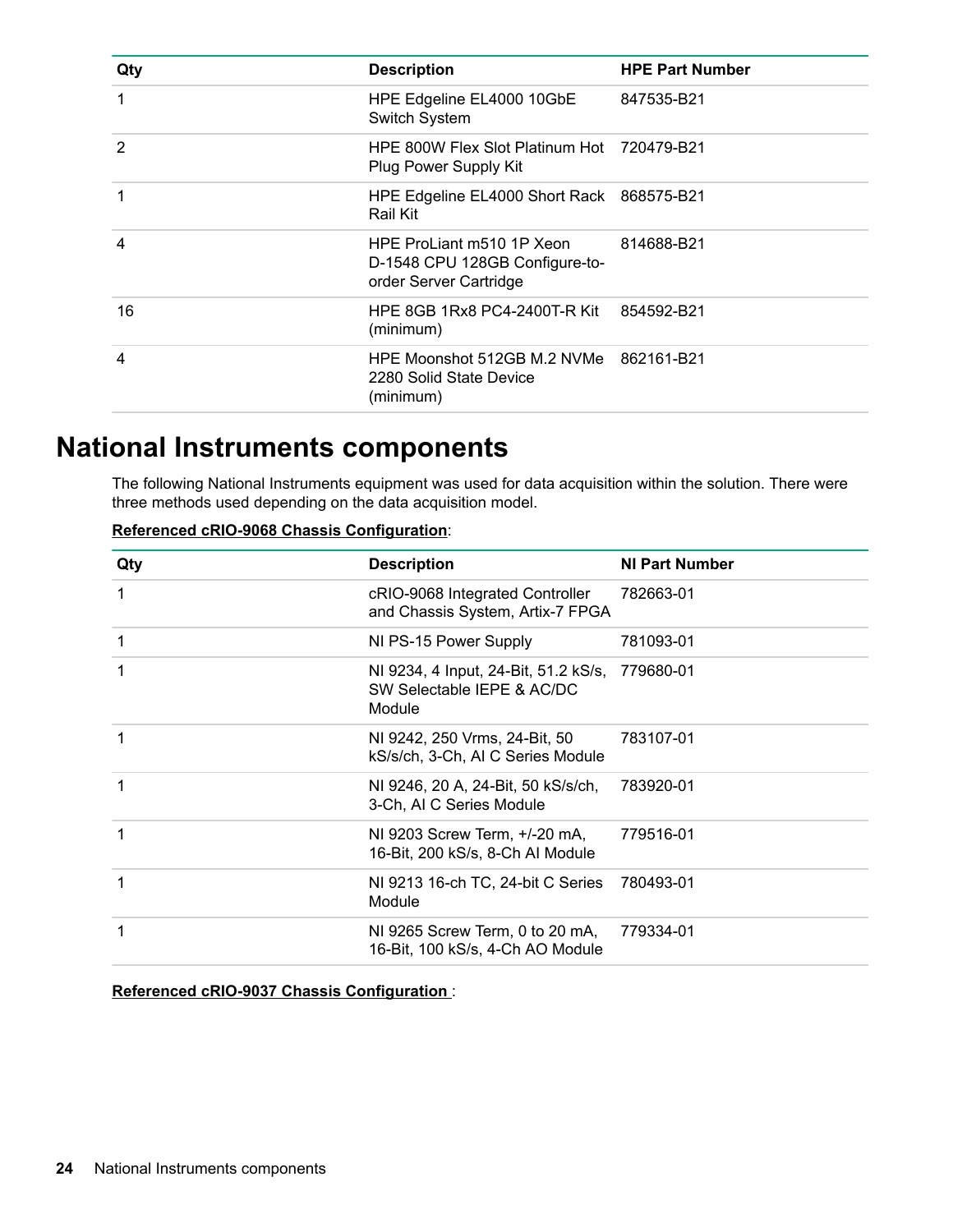| Qty | Description | HPE Part Number |
| --- | --- | --- |
| 1 | HPE Edgeline EL4000 10GbE Switch System | 847535-B21 |
| 2 | HPE 800W Flex Slot Platinum Hot Plug Power Supply Kit | 720479-B21 |
| 1 | HPE Edgeline EL4000 Short Rack Rail Kit | 868575-B21 |
| 4 | HPE ProLiant m510 1P Xeon D-1548 CPU 128GB Configure-to-order Server Cartridge | 814688-B21 |
| 16 | HPE 8GB 1Rx8 PC4-2400T-R Kit (minimum) | 854592-B21 |
| 4 | HPE Moonshot 512GB M.2 NVMe 2280 Solid State Device (minimum) | 862161-B21 |

# National Instruments components

The following National Instruments equipment was used for data acquisition within the solution. There were three methods used depending on the data acquisition model.

**Referenced cRIO-9068 Chassis Configuration**:

| Qty | Description | NI Part Number |
| --- | --- | --- |
| 1 | cRIO-9068 Integrated Controller and Chassis System, Artix-7 FPGA | 782663-01 |
| 1 | NI PS-15 Power Supply | 781093-01 |
| 1 | NI 9234, 4 Input, 24-Bit, 51.2 kS/s, SW Selectable IEPE & AC/DC Module | 779680-01 |
| 1 | NI 9242, 250 Vrms, 24-Bit, 50 kS/s/ch, 3-Ch, AI C Series Module | 783107-01 |
| 1 | NI 9246, 20 A, 24-Bit, 50 kS/s/ch, 3-Ch, AI C Series Module | 783920-01 |
| 1 | NI 9203 Screw Term, +/-20 mA, 16-Bit, 200 kS/s, 8-Ch AI Module | 779516-01 |
| 1 | NI 9213 16-ch TC, 24-bit C Series Module | 780493-01 |
| 1 | NI 9265 Screw Term, 0 to 20 mA, 16-Bit, 100 kS/s, 4-Ch AO Module | 779334-01 |

**Referenced cRIO-9037 Chassis Configuration** :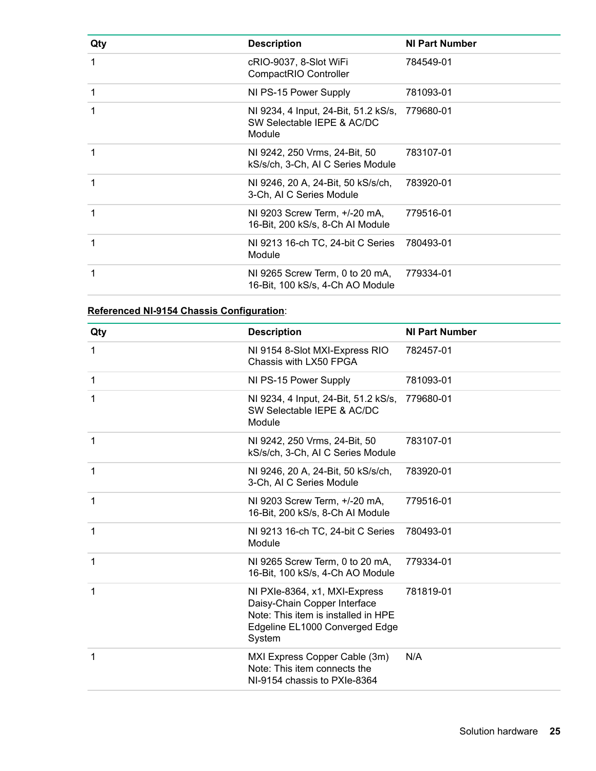| Qty | Description | NI Part Number |
|---|---|---|
| 1 | cRIO-9037, 8-Slot WiFi CompactRIO Controller | 784549-01 |
| 1 | NI PS-15 Power Supply | 781093-01 |
| 1 | NI 9234, 4 Input, 24-Bit, 51.2 kS/s, SW Selectable IEPE & AC/DC Module | 779680-01 |
| 1 | NI 9242, 250 Vrms, 24-Bit, 50 kS/s/ch, 3-Ch, AI C Series Module | 783107-01 |
| 1 | NI 9246, 20 A, 24-Bit, 50 kS/s/ch, 3-Ch, AI C Series Module | 783920-01 |
| 1 | NI 9203 Screw Term, +/-20 mA, 16-Bit, 200 kS/s, 8-Ch AI Module | 779516-01 |
| 1 | NI 9213 16-ch TC, 24-bit C Series Module | 780493-01 |
| 1 | NI 9265 Screw Term, 0 to 20 mA, 16-Bit, 100 kS/s, 4-Ch AO Module | 779334-01 |

**Referenced NI-9154 Chassis Configuration**:

| Qty | Description | NI Part Number |
|---|---|---|
| 1 | NI 9154 8-Slot MXI-Express RIO Chassis with LX50 FPGA | 782457-01 |
| 1 | NI PS-15 Power Supply | 781093-01 |
| 1 | NI 9234, 4 Input, 24-Bit, 51.2 kS/s, SW Selectable IEPE & AC/DC Module | 779680-01 |
| 1 | NI 9242, 250 Vrms, 24-Bit, 50 kS/s/ch, 3-Ch, AI C Series Module | 783107-01 |
| 1 | NI 9246, 20 A, 24-Bit, 50 kS/s/ch, 3-Ch, AI C Series Module | 783920-01 |
| 1 | NI 9203 Screw Term, +/-20 mA, 16-Bit, 200 kS/s, 8-Ch AI Module | 779516-01 |
| 1 | NI 9213 16-ch TC, 24-bit C Series Module | 780493-01 |
| 1 | NI 9265 Screw Term, 0 to 20 mA, 16-Bit, 100 kS/s, 4-Ch AO Module | 779334-01 |
| 1 | NI PXIe-8364, x1, MXI-Express Daisy-Chain Copper Interface Note: This item is installed in HPE Edgeline EL1000 Converged Edge System | 781819-01 |
| 1 | MXI Express Copper Cable (3m) Note: This item connects the NI-9154 chassis to PXIe-8364 | N/A |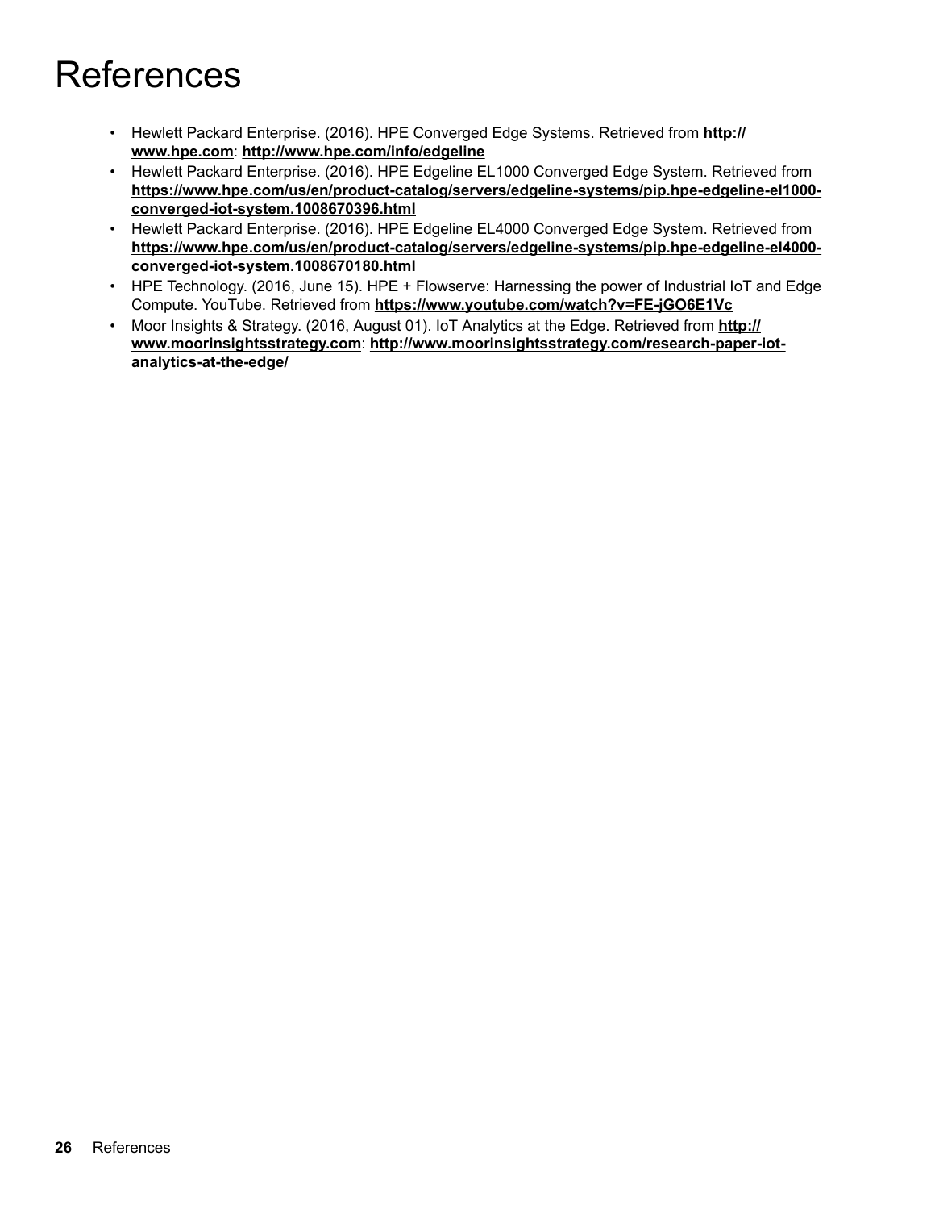# References

- Hewlett Packard Enterprise. (2016). HPE Converged Edge Systems. Retrieved from **http://www.hpe.com**: **http://www.hpe.com/info/edgeline**
- Hewlett Packard Enterprise. (2016). HPE Edgeline EL1000 Converged Edge System. Retrieved from **https://www.hpe.com/us/en/product-catalog/servers/edgeline-systems/pip.hpe-edgeline-el1000-converged-iot-system.1008670396.html**
- Hewlett Packard Enterprise. (2016). HPE Edgeline EL4000 Converged Edge System. Retrieved from **https://www.hpe.com/us/en/product-catalog/servers/edgeline-systems/pip.hpe-edgeline-el4000-converged-iot-system.1008670180.html**
- HPE Technology. (2016, June 15). HPE + Flowserve: Harnessing the power of Industrial IoT and Edge Compute. YouTube. Retrieved from **https://www.youtube.com/watch?v=FE-jGO6E1Vc**
- Moor Insights & Strategy. (2016, August 01). IoT Analytics at the Edge. Retrieved from **http://www.moorinsightsstrategy.com**: **http://www.moorinsightsstrategy.com/research-paper-iot-analytics-at-the-edge/**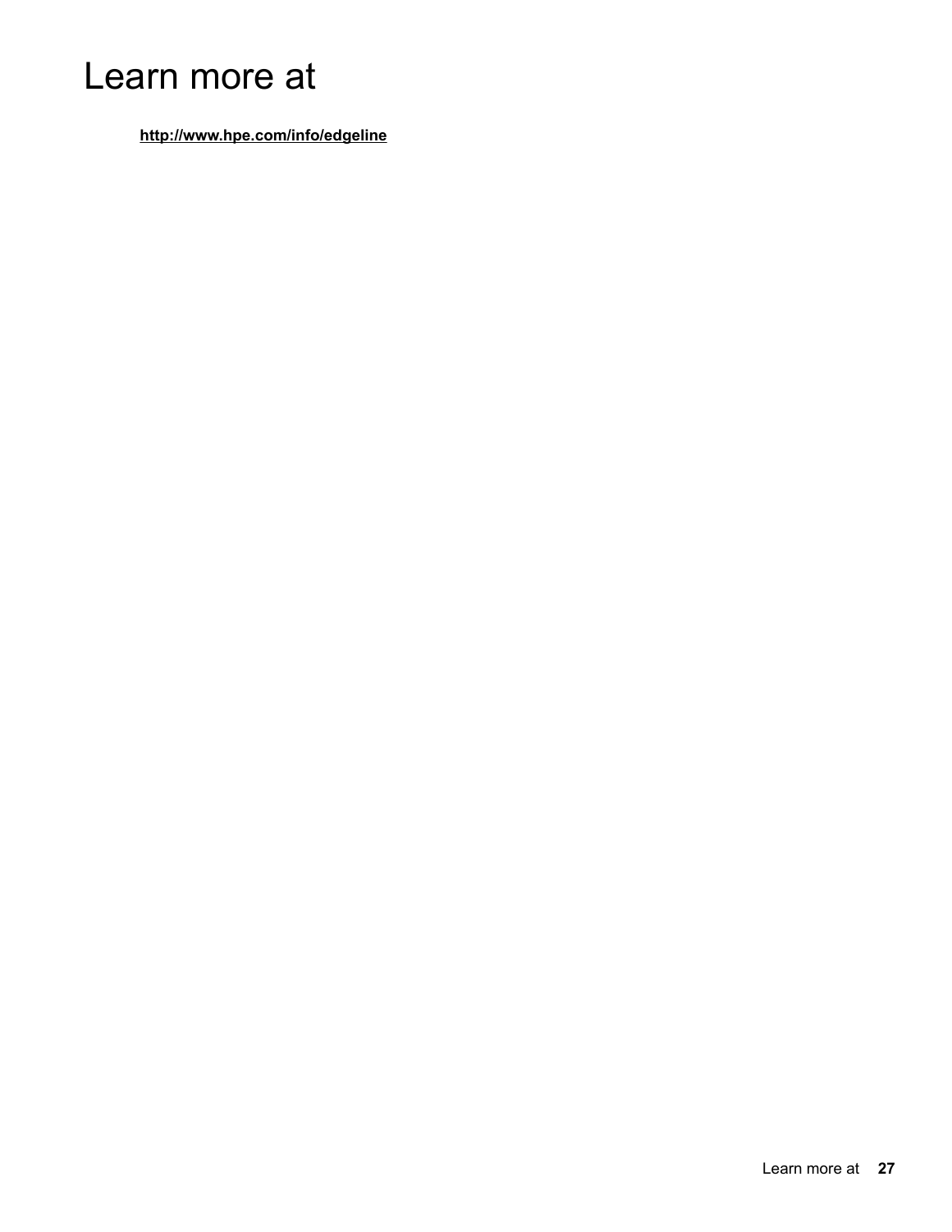# Learn more at

**http://www.hpe.com/info/edgeline**